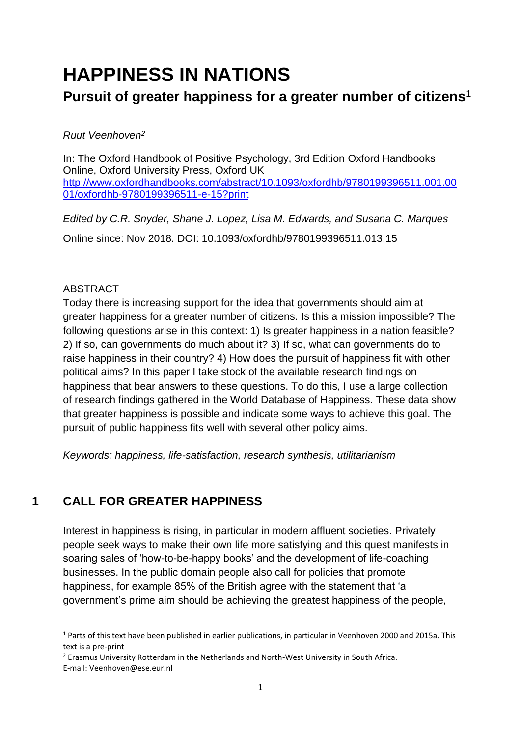# HAPPINESS IN NATIONS

## Pursuit of greater happiness for a greater number of citizens[1]

*Ruut Veenhoven[2]*

In: The Oxford Handbook of Positive Psychology, 3rd Edition Oxford Handbooks Online, Oxford University Press, Oxford UK
http://www.oxfordhandbooks.com/abstract/10.1093/oxfordhb/9780199396511.001.0001/oxfordhb-9780199396511-e-15?print

*Edited by C.R. Snyder, Shane J. Lopez, Lisa M. Edwards, and Susana C. Marques*

Online since: Nov 2018. DOI: 10.1093/oxfordhb/9780199396511.013.15

ABSTRACT

Today there is increasing support for the idea that governments should aim at greater happiness for a greater number of citizens. Is this a mission impossible? The following questions arise in this context: 1) Is greater happiness in a nation feasible? 2) If so, can governments do much about it? 3) If so, what can governments do to raise happiness in their country? 4) How does the pursuit of happiness fit with other political aims? In this paper I take stock of the available research findings on happiness that bear answers to these questions. To do this, I use a large collection of research findings gathered in the World Database of Happiness. These data show that greater happiness is possible and indicate some ways to achieve this goal. The pursuit of public happiness fits well with several other policy aims.

*Keywords: happiness, life-satisfaction, research synthesis, utilitarianism*

## 1 CALL FOR GREATER HAPPINESS

Interest in happiness is rising, in particular in modern affluent societies. Privately people seek ways to make their own life more satisfying and this quest manifests in soaring sales of 'how-to-be-happy books' and the development of life-coaching businesses. In the public domain people also call for policies that promote happiness, for example 85% of the British agree with the statement that 'a government's prime aim should be achieving the greatest happiness of the people,

---

[1] Parts of this text have been published in earlier publications, in particular in Veenhoven 2000 and 2015a. This text is a pre-print

[2] Erasmus University Rotterdam in the Netherlands and North-West University in South Africa.
E-mail: Veenhoven@ese.eur.nl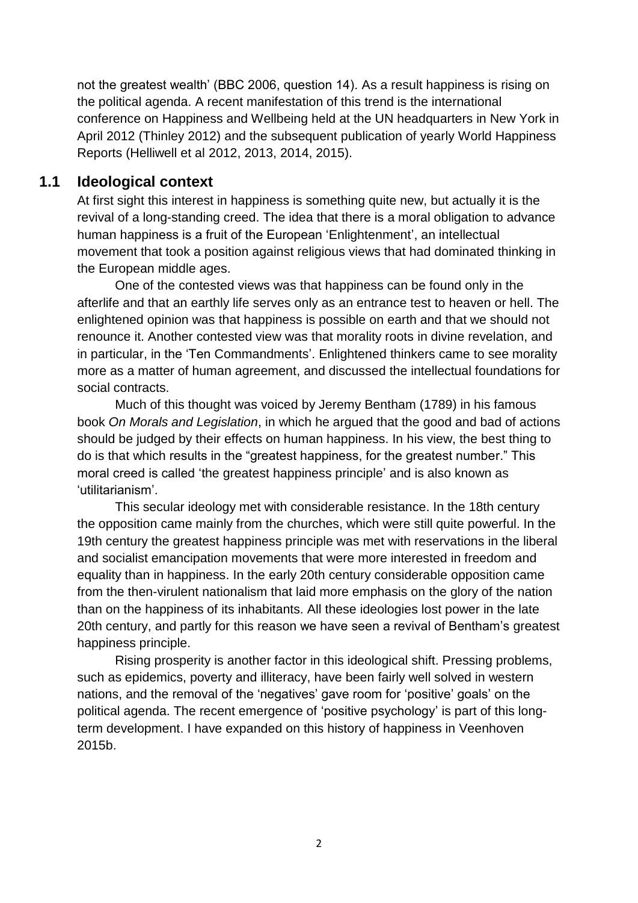not the greatest wealth' (BBC 2006, question 14). As a result happiness is rising on the political agenda. A recent manifestation of this trend is the international conference on Happiness and Wellbeing held at the UN headquarters in New York in April 2012 (Thinley 2012) and the subsequent publication of yearly World Happiness Reports (Helliwell et al 2012, 2013, 2014, 2015).

## 1.1 Ideological context

At first sight this interest in happiness is something quite new, but actually it is the revival of a long-standing creed. The idea that there is a moral obligation to advance human happiness is a fruit of the European 'Enlightenment', an intellectual movement that took a position against religious views that had dominated thinking in the European middle ages.

One of the contested views was that happiness can be found only in the afterlife and that an earthly life serves only as an entrance test to heaven or hell. The enlightened opinion was that happiness is possible on earth and that we should not renounce it. Another contested view was that morality roots in divine revelation, and in particular, in the 'Ten Commandments'. Enlightened thinkers came to see morality more as a matter of human agreement, and discussed the intellectual foundations for social contracts.

Much of this thought was voiced by Jeremy Bentham (1789) in his famous book *On Morals and Legislation*, in which he argued that the good and bad of actions should be judged by their effects on human happiness. In his view, the best thing to do is that which results in the "greatest happiness, for the greatest number." This moral creed is called 'the greatest happiness principle' and is also known as 'utilitarianism'.

This secular ideology met with considerable resistance. In the 18th century the opposition came mainly from the churches, which were still quite powerful. In the 19th century the greatest happiness principle was met with reservations in the liberal and socialist emancipation movements that were more interested in freedom and equality than in happiness. In the early 20th century considerable opposition came from the then-virulent nationalism that laid more emphasis on the glory of the nation than on the happiness of its inhabitants. All these ideologies lost power in the late 20th century, and partly for this reason we have seen a revival of Bentham's greatest happiness principle.

Rising prosperity is another factor in this ideological shift. Pressing problems, such as epidemics, poverty and illiteracy, have been fairly well solved in western nations, and the removal of the 'negatives' gave room for 'positive' goals' on the political agenda. The recent emergence of 'positive psychology' is part of this long-term development. I have expanded on this history of happiness in Veenhoven 2015b.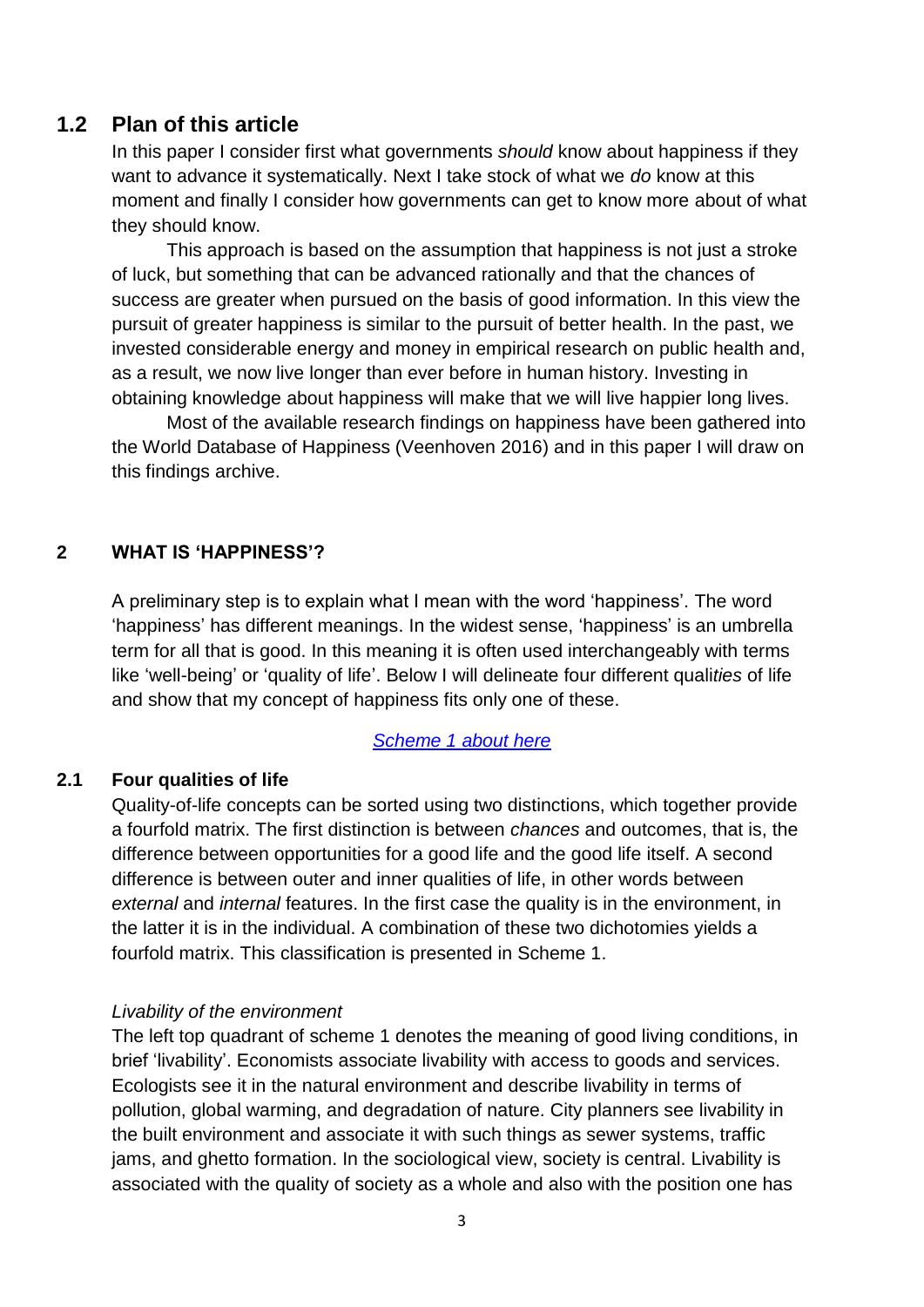## 1.2 Plan of this article

In this paper I consider first what governments *should* know about happiness if they want to advance it systematically. Next I take stock of what we *do* know at this moment and finally I consider how governments can get to know more about of what they should know.

This approach is based on the assumption that happiness is not just a stroke of luck, but something that can be advanced rationally and that the chances of success are greater when pursued on the basis of good information. In this view the pursuit of greater happiness is similar to the pursuit of better health. In the past, we invested considerable energy and money in empirical research on public health and, as a result, we now live longer than ever before in human history. Investing in obtaining knowledge about happiness will make that we will live happier long lives.

Most of the available research findings on happiness have been gathered into the World Database of Happiness (Veenhoven 2016) and in this paper I will draw on this findings archive.

# 2 WHAT IS 'HAPPINESS'?

A preliminary step is to explain what I mean with the word 'happiness'. The word 'happiness' has different meanings. In the widest sense, 'happiness' is an umbrella term for all that is good. In this meaning it is often used interchangeably with terms like 'well-being' or 'quality of life'. Below I will delineate four different quali*ties* of life and show that my concept of happiness fits only one of these.

*Scheme 1 about here*

## 2.1 Four qualities of life

Quality-of-life concepts can be sorted using two distinctions, which together provide a fourfold matrix. The first distinction is between *chances* and outcomes, that is, the difference between opportunities for a good life and the good life itself. A second difference is between outer and inner qualities of life, in other words between *external* and *internal* features. In the first case the quality is in the environment, in the latter it is in the individual. A combination of these two dichotomies yields a fourfold matrix. This classification is presented in Scheme 1.

*Livability of the environment*

The left top quadrant of scheme 1 denotes the meaning of good living conditions, in brief 'livability'. Economists associate livability with access to goods and services. Ecologists see it in the natural environment and describe livability in terms of pollution, global warming, and degradation of nature. City planners see livability in the built environment and associate it with such things as sewer systems, traffic jams, and ghetto formation. In the sociological view, society is central. Livability is associated with the quality of society as a whole and also with the position one has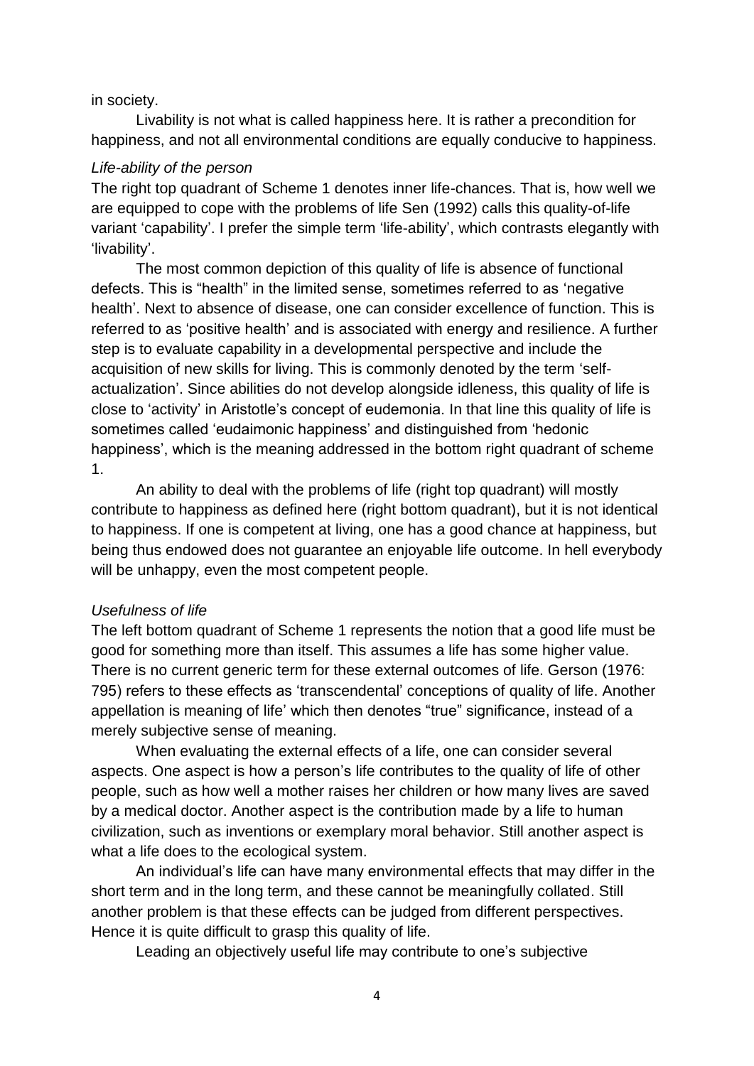in society.

Livability is not what is called happiness here. It is rather a precondition for happiness, and not all environmental conditions are equally conducive to happiness.

*Life-ability of the person*

The right top quadrant of Scheme 1 denotes inner life-chances. That is, how well we are equipped to cope with the problems of life Sen (1992) calls this quality-of-life variant 'capability'. I prefer the simple term 'life-ability', which contrasts elegantly with 'livability'.

The most common depiction of this quality of life is absence of functional defects. This is "health" in the limited sense, sometimes referred to as 'negative health'. Next to absence of disease, one can consider excellence of function. This is referred to as 'positive health' and is associated with energy and resilience. A further step is to evaluate capability in a developmental perspective and include the acquisition of new skills for living. This is commonly denoted by the term 'self-actualization'. Since abilities do not develop alongside idleness, this quality of life is close to 'activity' in Aristotle's concept of eudemonia. In that line this quality of life is sometimes called 'eudaimonic happiness' and distinguished from 'hedonic happiness', which is the meaning addressed in the bottom right quadrant of scheme 1.

An ability to deal with the problems of life (right top quadrant) will mostly contribute to happiness as defined here (right bottom quadrant), but it is not identical to happiness. If one is competent at living, one has a good chance at happiness, but being thus endowed does not guarantee an enjoyable life outcome. In hell everybody will be unhappy, even the most competent people.

*Usefulness of life*

The left bottom quadrant of Scheme 1 represents the notion that a good life must be good for something more than itself. This assumes a life has some higher value. There is no current generic term for these external outcomes of life. Gerson (1976: 795) refers to these effects as 'transcendental' conceptions of quality of life. Another appellation is meaning of life' which then denotes "true" significance, instead of a merely subjective sense of meaning.

When evaluating the external effects of a life, one can consider several aspects. One aspect is how a person's life contributes to the quality of life of other people, such as how well a mother raises her children or how many lives are saved by a medical doctor. Another aspect is the contribution made by a life to human civilization, such as inventions or exemplary moral behavior. Still another aspect is what a life does to the ecological system.

An individual's life can have many environmental effects that may differ in the short term and in the long term, and these cannot be meaningfully collated. Still another problem is that these effects can be judged from different perspectives. Hence it is quite difficult to grasp this quality of life.

Leading an objectively useful life may contribute to one's subjective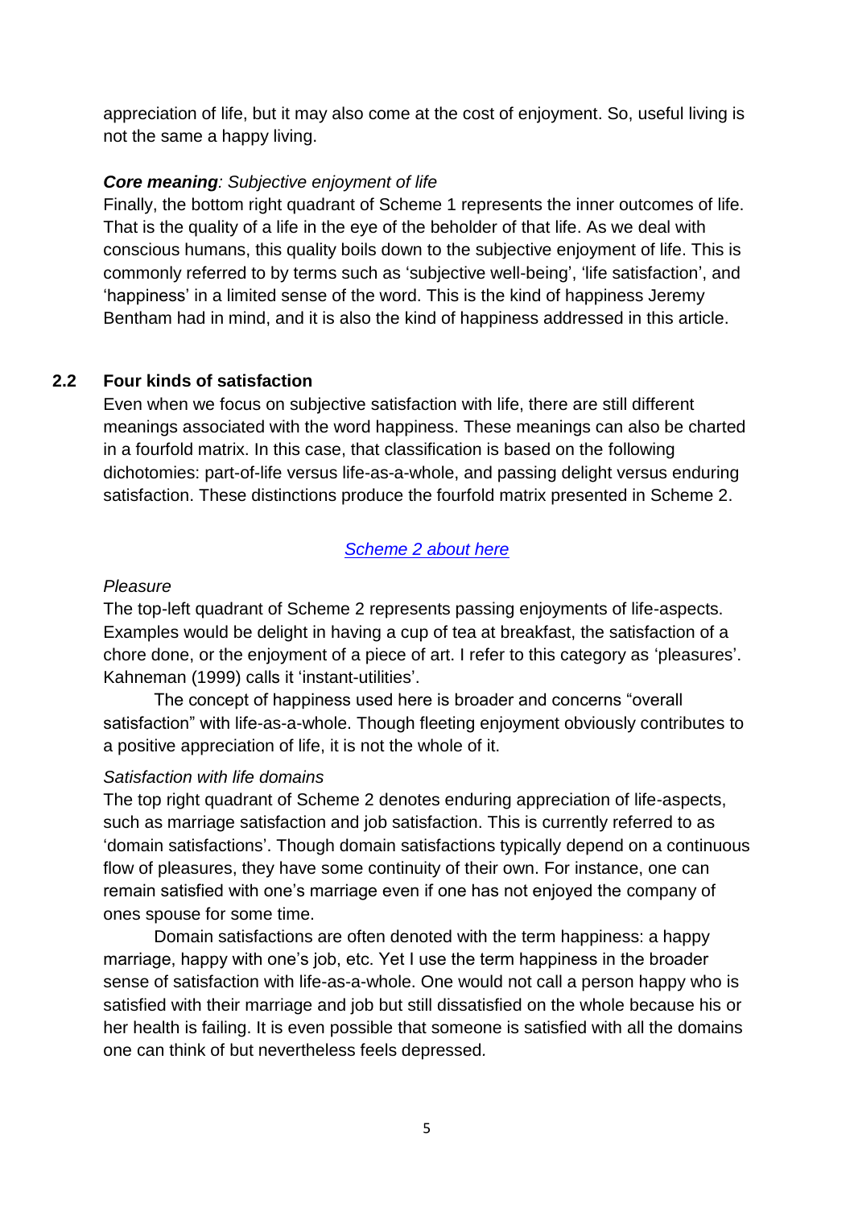appreciation of life, but it may also come at the cost of enjoyment. So, useful living is not the same a happy living.

***Core meaning**: Subjective enjoyment of life*

Finally, the bottom right quadrant of Scheme 1 represents the inner outcomes of life. That is the quality of a life in the eye of the beholder of that life. As we deal with conscious humans, this quality boils down to the subjective enjoyment of life. This is commonly referred to by terms such as 'subjective well-being', 'life satisfaction', and 'happiness' in a limited sense of the word. This is the kind of happiness Jeremy Bentham had in mind, and it is also the kind of happiness addressed in this article.

### 2.2 Four kinds of satisfaction

Even when we focus on subjective satisfaction with life, there are still different meanings associated with the word happiness. These meanings can also be charted in a fourfold matrix. In this case, that classification is based on the following dichotomies: part-of-life versus life-as-a-whole, and passing delight versus enduring satisfaction. These distinctions produce the fourfold matrix presented in Scheme 2.

*Scheme 2 about here*

*Pleasure*

The top-left quadrant of Scheme 2 represents passing enjoyments of life-aspects. Examples would be delight in having a cup of tea at breakfast, the satisfaction of a chore done, or the enjoyment of a piece of art. I refer to this category as 'pleasures'. Kahneman (1999) calls it 'instant-utilities'.

The concept of happiness used here is broader and concerns "overall satisfaction" with life-as-a-whole. Though fleeting enjoyment obviously contributes to a positive appreciation of life, it is not the whole of it.

*Satisfaction with life domains*

The top right quadrant of Scheme 2 denotes enduring appreciation of life-aspects, such as marriage satisfaction and job satisfaction. This is currently referred to as 'domain satisfactions'. Though domain satisfactions typically depend on a continuous flow of pleasures, they have some continuity of their own. For instance, one can remain satisfied with one's marriage even if one has not enjoyed the company of ones spouse for some time.

Domain satisfactions are often denoted with the term happiness: a happy marriage, happy with one's job, etc. Yet I use the term happiness in the broader sense of satisfaction with life-as-a-whole. One would not call a person happy who is satisfied with their marriage and job but still dissatisfied on the whole because his or her health is failing. It is even possible that someone is satisfied with all the domains one can think of but nevertheless feels depressed.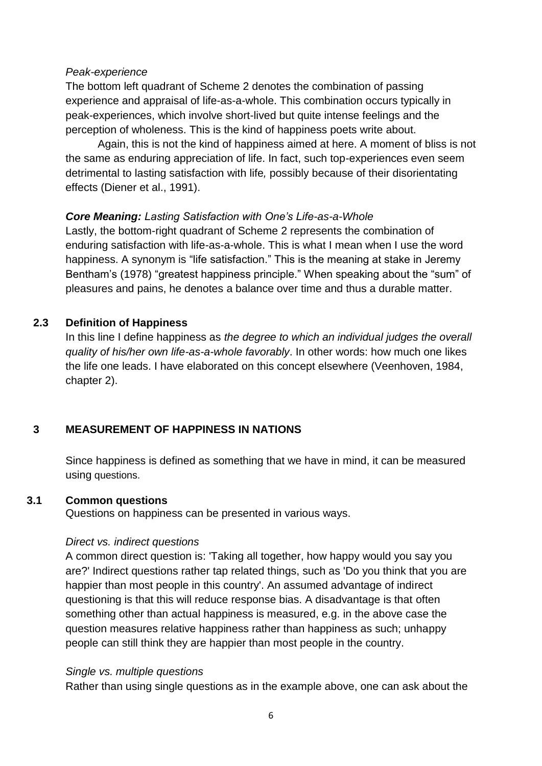*Peak-experience*

The bottom left quadrant of Scheme 2 denotes the combination of passing experience and appraisal of life-as-a-whole. This combination occurs typically in peak-experiences, which involve short-lived but quite intense feelings and the perception of wholeness. This is the kind of happiness poets write about.

Again, this is not the kind of happiness aimed at here. A moment of bliss is not the same as enduring appreciation of life. In fact, such top-experiences even seem detrimental to lasting satisfaction with life, possibly because of their disorientating effects (Diener et al., 1991).

***Core Meaning:** Lasting Satisfaction with One's Life-as-a-Whole*

Lastly, the bottom-right quadrant of Scheme 2 represents the combination of enduring satisfaction with life-as-a-whole. This is what I mean when I use the word happiness. A synonym is "life satisfaction." This is the meaning at stake in Jeremy Bentham's (1978) "greatest happiness principle." When speaking about the "sum" of pleasures and pains, he denotes a balance over time and thus a durable matter.

### 2.3 Definition of Happiness

In this line I define happiness as *the degree to which an individual judges the overall quality of his/her own life-as-a-whole favorably*. In other words: how much one likes the life one leads. I have elaborated on this concept elsewhere (Veenhoven, 1984, chapter 2).

## 3 MEASUREMENT OF HAPPINESS IN NATIONS

Since happiness is defined as something that we have in mind, it can be measured using questions.

### 3.1 Common questions

Questions on happiness can be presented in various ways.

*Direct vs. indirect questions*

A common direct question is: 'Taking all together, how happy would you say you are?' Indirect questions rather tap related things, such as 'Do you think that you are happier than most people in this country'. An assumed advantage of indirect questioning is that this will reduce response bias. A disadvantage is that often something other than actual happiness is measured, e.g. in the above case the question measures relative happiness rather than happiness as such; unhappy people can still think they are happier than most people in the country.

*Single vs. multiple questions*

Rather than using single questions as in the example above, one can ask about the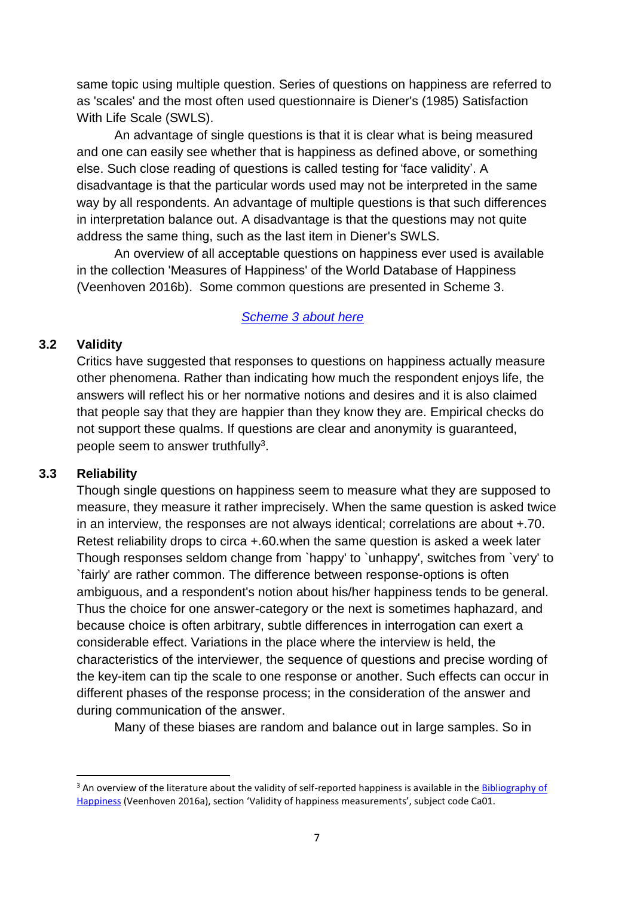same topic using multiple question. Series of questions on happiness are referred to as 'scales' and the most often used questionnaire is Diener's (1985) Satisfaction With Life Scale (SWLS).

An advantage of single questions is that it is clear what is being measured and one can easily see whether that is happiness as defined above, or something else. Such close reading of questions is called testing for 'face validity'. A disadvantage is that the particular words used may not be interpreted in the same way by all respondents. An advantage of multiple questions is that such differences in interpretation balance out. A disadvantage is that the questions may not quite address the same thing, such as the last item in Diener's SWLS.

An overview of all acceptable questions on happiness ever used is available in the collection 'Measures of Happiness' of the World Database of Happiness (Veenhoven 2016b). Some common questions are presented in Scheme 3.

*Scheme 3 about here*

## 3.2 Validity

Critics have suggested that responses to questions on happiness actually measure other phenomena. Rather than indicating how much the respondent enjoys life, the answers will reflect his or her normative notions and desires and it is also claimed that people say that they are happier than they know they are. Empirical checks do not support these qualms. If questions are clear and anonymity is guaranteed, people seem to answer truthfully[3].

## 3.3 Reliability

Though single questions on happiness seem to measure what they are supposed to measure, they measure it rather imprecisely. When the same question is asked twice in an interview, the responses are not always identical; correlations are about +.70. Retest reliability drops to circa +.60.when the same question is asked a week later Though responses seldom change from `happy' to `unhappy', switches from `very' to `fairly' are rather common. The difference between response-options is often ambiguous, and a respondent's notion about his/her happiness tends to be general. Thus the choice for one answer-category or the next is sometimes haphazard, and because choice is often arbitrary, subtle differences in interrogation can exert a considerable effect. Variations in the place where the interview is held, the characteristics of the interviewer, the sequence of questions and precise wording of the key-item can tip the scale to one response or another. Such effects can occur in different phases of the response process; in the consideration of the answer and during communication of the answer.

Many of these biases are random and balance out in large samples. So in

---

[3] An overview of the literature about the validity of self-reported happiness is available in the Bibliography of Happiness (Veenhoven 2016a), section 'Validity of happiness measurements', subject code Ca01.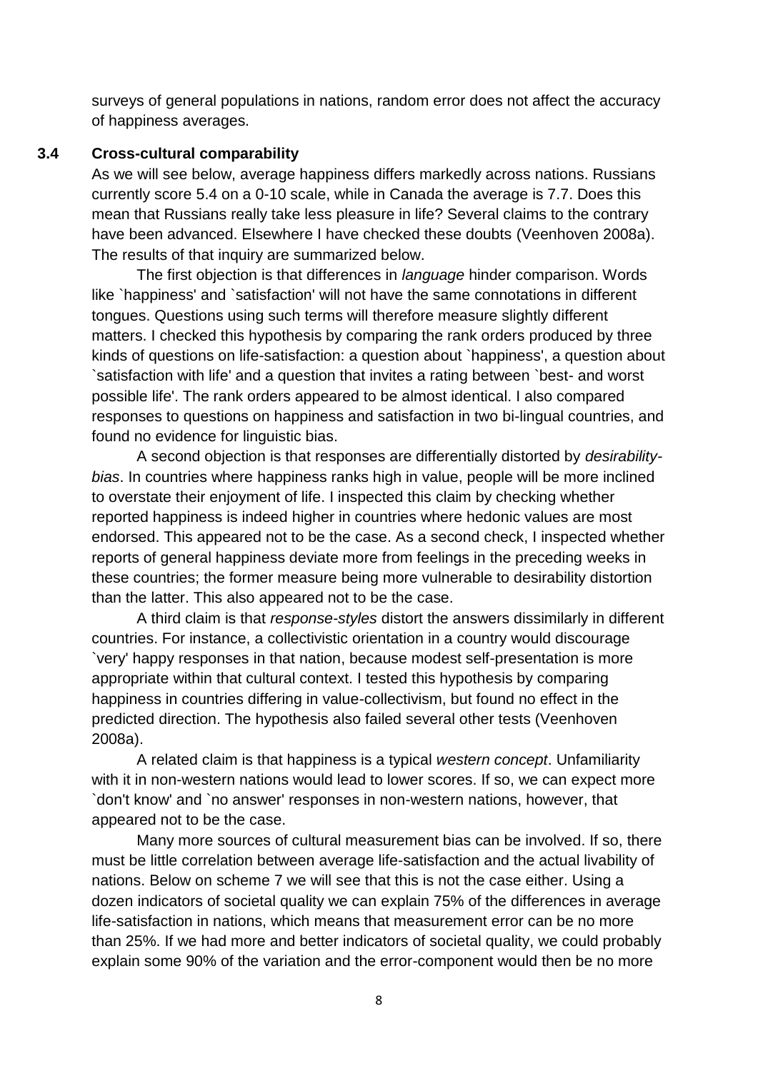surveys of general populations in nations, random error does not affect the accuracy of happiness averages.

### 3.4 Cross-cultural comparability

As we will see below, average happiness differs markedly across nations. Russians currently score 5.4 on a 0-10 scale, while in Canada the average is 7.7. Does this mean that Russians really take less pleasure in life? Several claims to the contrary have been advanced. Elsewhere I have checked these doubts (Veenhoven 2008a). The results of that inquiry are summarized below.

The first objection is that differences in *language* hinder comparison. Words like `happiness' and `satisfaction' will not have the same connotations in different tongues. Questions using such terms will therefore measure slightly different matters. I checked this hypothesis by comparing the rank orders produced by three kinds of questions on life-satisfaction: a question about `happiness', a question about `satisfaction with life' and a question that invites a rating between `best- and worst possible life'. The rank orders appeared to be almost identical. I also compared responses to questions on happiness and satisfaction in two bi-lingual countries, and found no evidence for linguistic bias.

A second objection is that responses are differentially distorted by *desirability-bias*. In countries where happiness ranks high in value, people will be more inclined to overstate their enjoyment of life. I inspected this claim by checking whether reported happiness is indeed higher in countries where hedonic values are most endorsed. This appeared not to be the case. As a second check, I inspected whether reports of general happiness deviate more from feelings in the preceding weeks in these countries; the former measure being more vulnerable to desirability distortion than the latter. This also appeared not to be the case.

A third claim is that *response-styles* distort the answers dissimilarly in different countries. For instance, a collectivistic orientation in a country would discourage `very' happy responses in that nation, because modest self-presentation is more appropriate within that cultural context. I tested this hypothesis by comparing happiness in countries differing in value-collectivism, but found no effect in the predicted direction. The hypothesis also failed several other tests (Veenhoven 2008a).

A related claim is that happiness is a typical *western concept*. Unfamiliarity with it in non-western nations would lead to lower scores. If so, we can expect more `don't know' and `no answer' responses in non-western nations, however, that appeared not to be the case.

Many more sources of cultural measurement bias can be involved. If so, there must be little correlation between average life-satisfaction and the actual livability of nations. Below on scheme 7 we will see that this is not the case either. Using a dozen indicators of societal quality we can explain 75% of the differences in average life-satisfaction in nations, which means that measurement error can be no more than 25%. If we had more and better indicators of societal quality, we could probably explain some 90% of the variation and the error-component would then be no more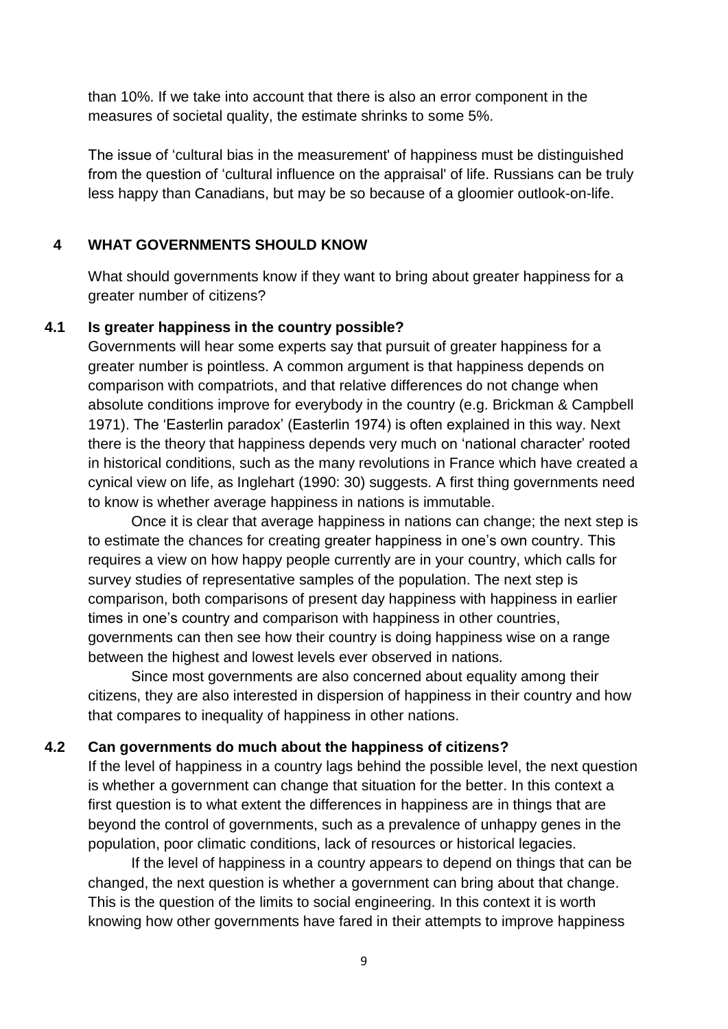than 10%. If we take into account that there is also an error component in the measures of societal quality, the estimate shrinks to some 5%.

The issue of 'cultural bias in the measurement' of happiness must be distinguished from the question of 'cultural influence on the appraisal' of life. Russians can be truly less happy than Canadians, but may be so because of a gloomier outlook-on-life.

## 4 WHAT GOVERNMENTS SHOULD KNOW

What should governments know if they want to bring about greater happiness for a greater number of citizens?

### 4.1 Is greater happiness in the country possible?

Governments will hear some experts say that pursuit of greater happiness for a greater number is pointless. A common argument is that happiness depends on comparison with compatriots, and that relative differences do not change when absolute conditions improve for everybody in the country (e.g. Brickman & Campbell 1971). The 'Easterlin paradox' (Easterlin 1974) is often explained in this way. Next there is the theory that happiness depends very much on 'national character' rooted in historical conditions, such as the many revolutions in France which have created a cynical view on life, as Inglehart (1990: 30) suggests. A first thing governments need to know is whether average happiness in nations is immutable.

Once it is clear that average happiness in nations can change; the next step is to estimate the chances for creating greater happiness in one's own country. This requires a view on how happy people currently are in your country, which calls for survey studies of representative samples of the population. The next step is comparison, both comparisons of present day happiness with happiness in earlier times in one's country and comparison with happiness in other countries, governments can then see how their country is doing happiness wise on a range between the highest and lowest levels ever observed in nations.

Since most governments are also concerned about equality among their citizens, they are also interested in dispersion of happiness in their country and how that compares to inequality of happiness in other nations.

### 4.2 Can governments do much about the happiness of citizens?

If the level of happiness in a country lags behind the possible level, the next question is whether a government can change that situation for the better. In this context a first question is to what extent the differences in happiness are in things that are beyond the control of governments, such as a prevalence of unhappy genes in the population, poor climatic conditions, lack of resources or historical legacies.

If the level of happiness in a country appears to depend on things that can be changed, the next question is whether a government can bring about that change. This is the question of the limits to social engineering. In this context it is worth knowing how other governments have fared in their attempts to improve happiness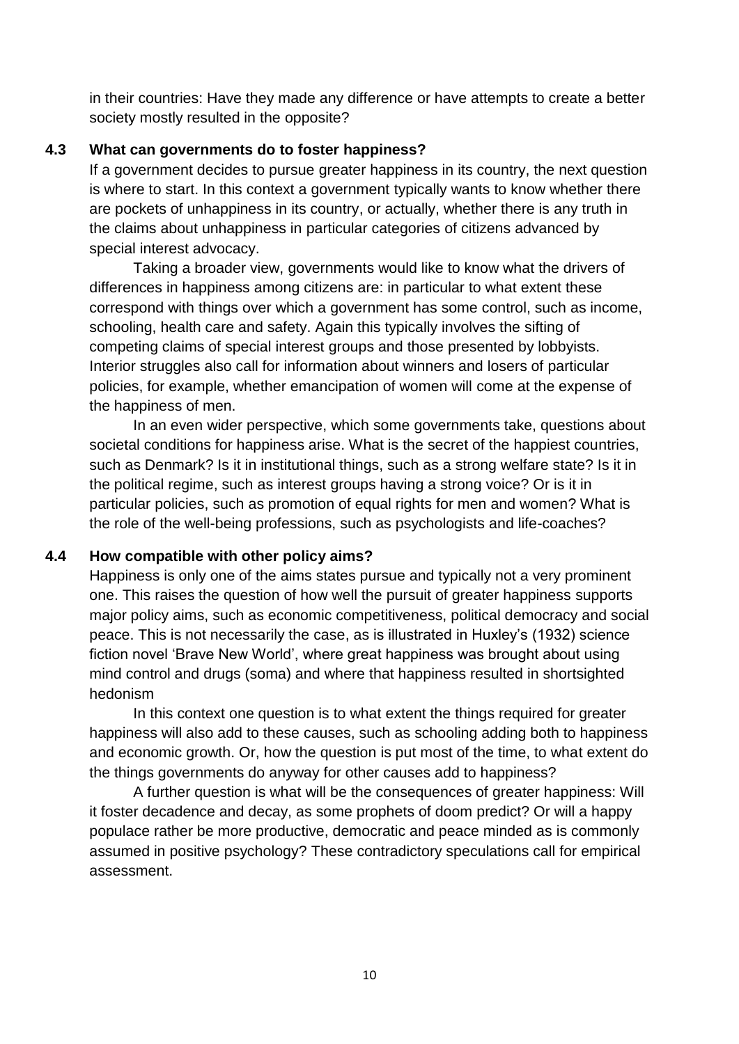in their countries: Have they made any difference or have attempts to create a better society mostly resulted in the opposite?

### 4.3 What can governments do to foster happiness?

If a government decides to pursue greater happiness in its country, the next question is where to start. In this context a government typically wants to know whether there are pockets of unhappiness in its country, or actually, whether there is any truth in the claims about unhappiness in particular categories of citizens advanced by special interest advocacy.

Taking a broader view, governments would like to know what the drivers of differences in happiness among citizens are: in particular to what extent these correspond with things over which a government has some control, such as income, schooling, health care and safety. Again this typically involves the sifting of competing claims of special interest groups and those presented by lobbyists. Interior struggles also call for information about winners and losers of particular policies, for example, whether emancipation of women will come at the expense of the happiness of men.

In an even wider perspective, which some governments take, questions about societal conditions for happiness arise. What is the secret of the happiest countries, such as Denmark? Is it in institutional things, such as a strong welfare state? Is it in the political regime, such as interest groups having a strong voice? Or is it in particular policies, such as promotion of equal rights for men and women? What is the role of the well-being professions, such as psychologists and life-coaches?

### 4.4 How compatible with other policy aims?

Happiness is only one of the aims states pursue and typically not a very prominent one. This raises the question of how well the pursuit of greater happiness supports major policy aims, such as economic competitiveness, political democracy and social peace. This is not necessarily the case, as is illustrated in Huxley's (1932) science fiction novel 'Brave New World', where great happiness was brought about using mind control and drugs (soma) and where that happiness resulted in shortsighted hedonism

In this context one question is to what extent the things required for greater happiness will also add to these causes, such as schooling adding both to happiness and economic growth. Or, how the question is put most of the time, to what extent do the things governments do anyway for other causes add to happiness?

A further question is what will be the consequences of greater happiness: Will it foster decadence and decay, as some prophets of doom predict? Or will a happy populace rather be more productive, democratic and peace minded as is commonly assumed in positive psychology? These contradictory speculations call for empirical assessment.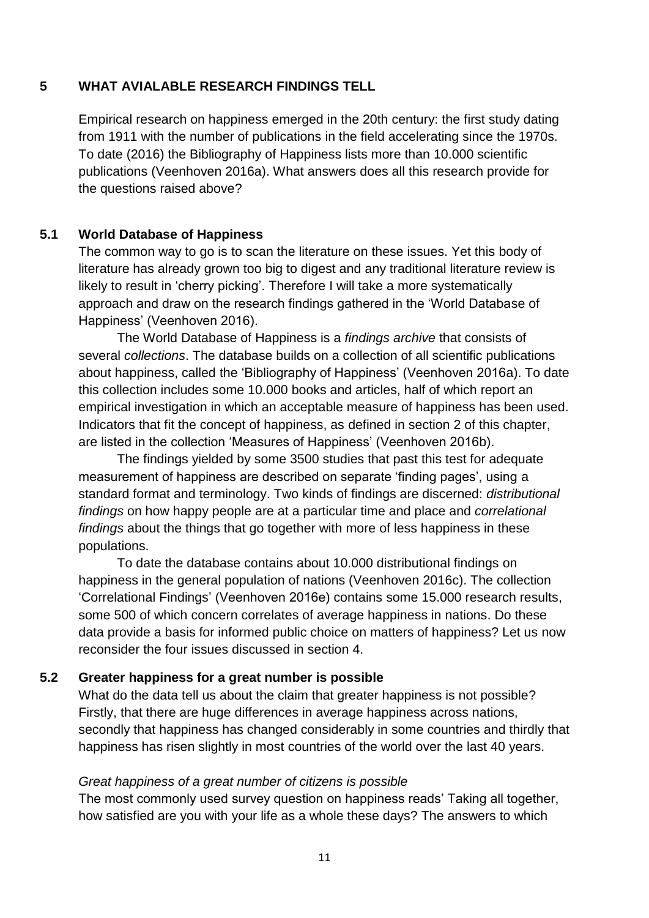## 5 WHAT AVIALABLE RESEARCH FINDINGS TELL

Empirical research on happiness emerged in the 20th century: the first study dating from 1911 with the number of publications in the field accelerating since the 1970s. To date (2016) the Bibliography of Happiness lists more than 10.000 scientific publications (Veenhoven 2016a). What answers does all this research provide for the questions raised above?

### 5.1 World Database of Happiness

The common way to go is to scan the literature on these issues. Yet this body of literature has already grown too big to digest and any traditional literature review is likely to result in 'cherry picking'. Therefore I will take a more systematically approach and draw on the research findings gathered in the 'World Database of Happiness' (Veenhoven 2016).

The World Database of Happiness is a *findings archive* that consists of several *collections*. The database builds on a collection of all scientific publications about happiness, called the 'Bibliography of Happiness' (Veenhoven 2016a). To date this collection includes some 10.000 books and articles, half of which report an empirical investigation in which an acceptable measure of happiness has been used. Indicators that fit the concept of happiness, as defined in section 2 of this chapter, are listed in the collection 'Measures of Happiness' (Veenhoven 2016b).

The findings yielded by some 3500 studies that past this test for adequate measurement of happiness are described on separate 'finding pages', using a standard format and terminology. Two kinds of findings are discerned: *distributional findings* on how happy people are at a particular time and place and *correlational findings* about the things that go together with more of less happiness in these populations.

To date the database contains about 10.000 distributional findings on happiness in the general population of nations (Veenhoven 2016c). The collection 'Correlational Findings' (Veenhoven 2016e) contains some 15.000 research results, some 500 of which concern correlates of average happiness in nations. Do these data provide a basis for informed public choice on matters of happiness? Let us now reconsider the four issues discussed in section 4.

### 5.2 Greater happiness for a great number is possible

What do the data tell us about the claim that greater happiness is not possible? Firstly, that there are huge differences in average happiness across nations, secondly that happiness has changed considerably in some countries and thirdly that happiness has risen slightly in most countries of the world over the last 40 years.

*Great happiness of a great number of citizens is possible*

The most commonly used survey question on happiness reads' Taking all together, how satisfied are you with your life as a whole these days? The answers to which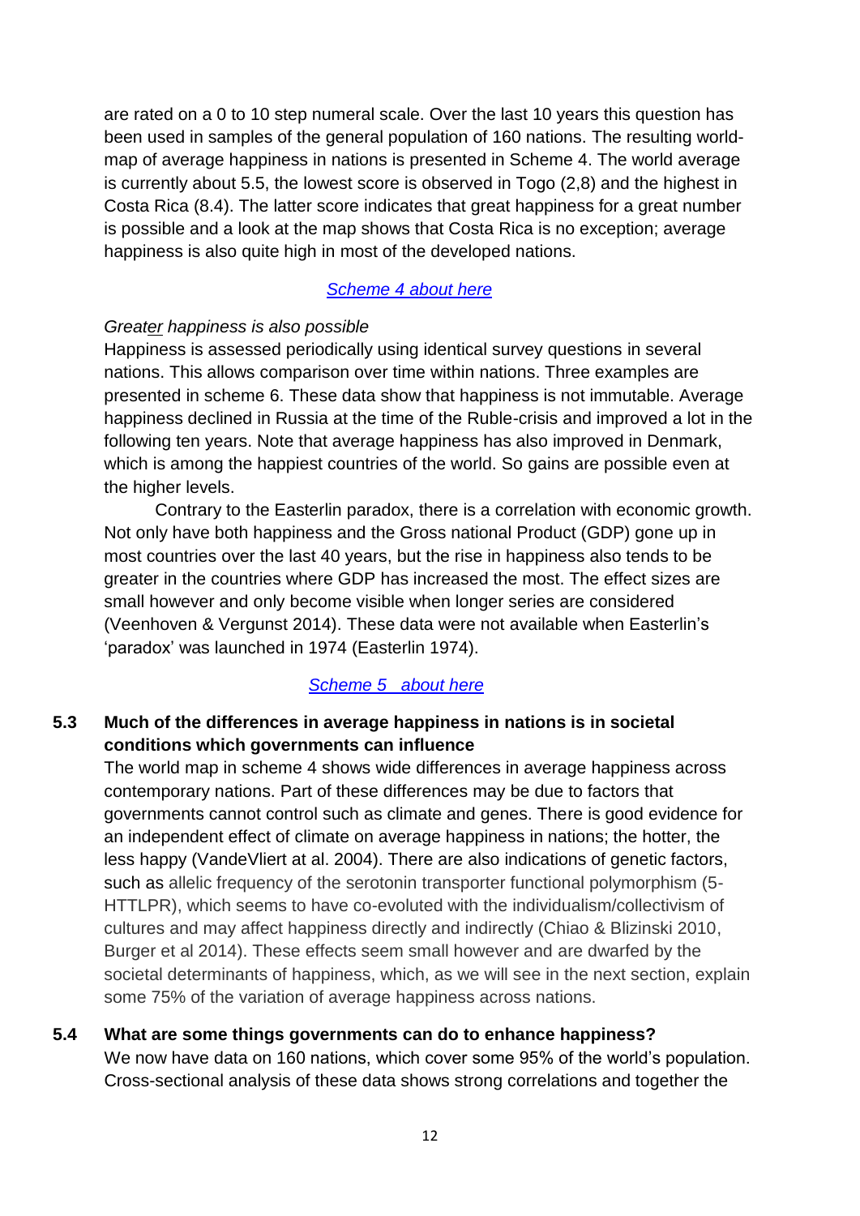are rated on a 0 to 10 step numeral scale. Over the last 10 years this question has been used in samples of the general population of 160 nations. The resulting world-map of average happiness in nations is presented in Scheme 4. The world average is currently about 5.5, the lowest score is observed in Togo (2,8) and the highest in Costa Rica (8.4). The latter score indicates that great happiness for a great number is possible and a look at the map shows that Costa Rica is no exception; average happiness is also quite high in most of the developed nations.

*Scheme 4 about here*

*Greater happiness is also possible*

Happiness is assessed periodically using identical survey questions in several nations. This allows comparison over time within nations. Three examples are presented in scheme 6. These data show that happiness is not immutable. Average happiness declined in Russia at the time of the Ruble-crisis and improved a lot in the following ten years. Note that average happiness has also improved in Denmark, which is among the happiest countries of the world. So gains are possible even at the higher levels.

Contrary to the Easterlin paradox, there is a correlation with economic growth. Not only have both happiness and the Gross national Product (GDP) gone up in most countries over the last 40 years, but the rise in happiness also tends to be greater in the countries where GDP has increased the most. The effect sizes are small however and only become visible when longer series are considered (Veenhoven & Vergunst 2014). These data were not available when Easterlin's 'paradox' was launched in 1974 (Easterlin 1974).

*Scheme 5 about here*

### 5.3 Much of the differences in average happiness in nations is in societal conditions which governments can influence

The world map in scheme 4 shows wide differences in average happiness across contemporary nations. Part of these differences may be due to factors that governments cannot control such as climate and genes. There is good evidence for an independent effect of climate on average happiness in nations; the hotter, the less happy (VandeVliert at al. 2004). There are also indications of genetic factors, such as allelic frequency of the serotonin transporter functional polymorphism (5-HTTLPR), which seems to have co-evoluted with the individualism/collectivism of cultures and may affect happiness directly and indirectly (Chiao & Blizinski 2010, Burger et al 2014). These effects seem small however and are dwarfed by the societal determinants of happiness, which, as we will see in the next section, explain some 75% of the variation of average happiness across nations.

### 5.4 What are some things governments can do to enhance happiness?

We now have data on 160 nations, which cover some 95% of the world's population. Cross-sectional analysis of these data shows strong correlations and together the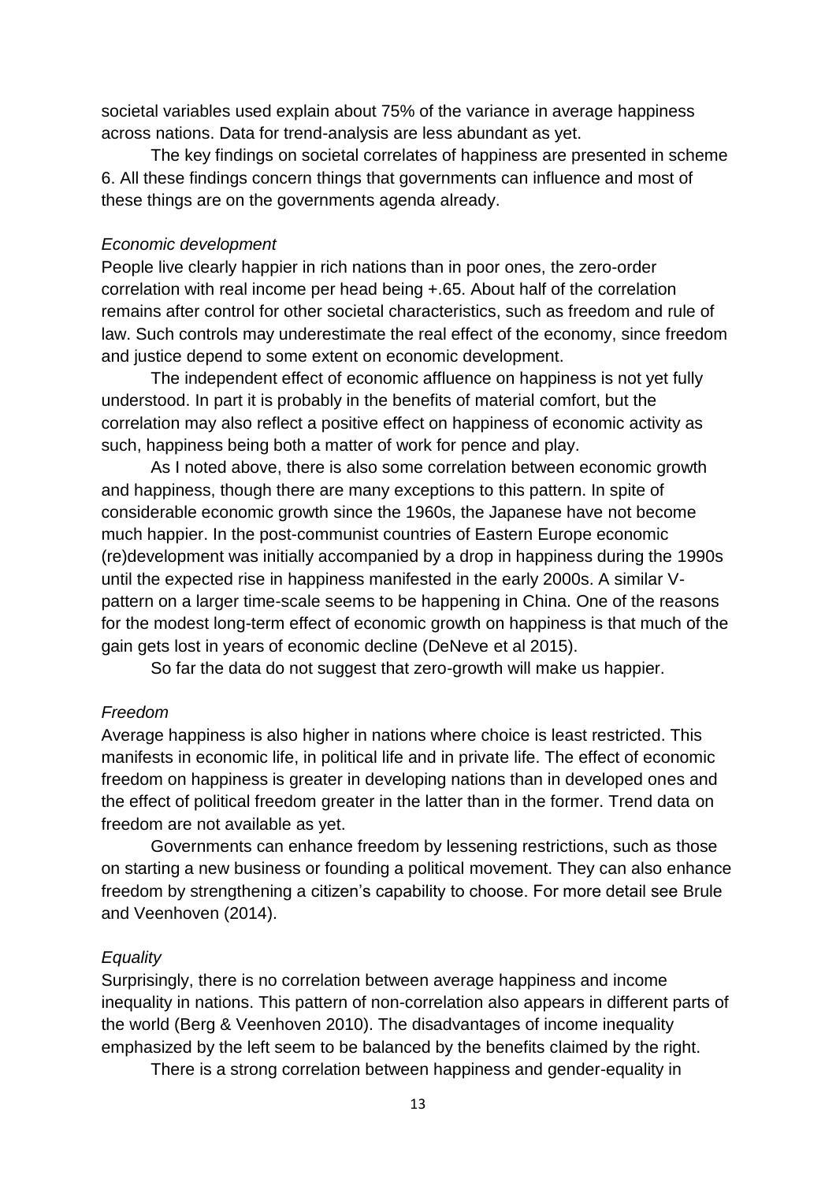societal variables used explain about 75% of the variance in average happiness across nations. Data for trend-analysis are less abundant as yet.

The key findings on societal correlates of happiness are presented in scheme 6. All these findings concern things that governments can influence and most of these things are on the governments agenda already.

*Economic development*

People live clearly happier in rich nations than in poor ones, the zero-order correlation with real income per head being +.65. About half of the correlation remains after control for other societal characteristics, such as freedom and rule of law. Such controls may underestimate the real effect of the economy, since freedom and justice depend to some extent on economic development.

The independent effect of economic affluence on happiness is not yet fully understood. In part it is probably in the benefits of material comfort, but the correlation may also reflect a positive effect on happiness of economic activity as such, happiness being both a matter of work for pence and play.

As I noted above, there is also some correlation between economic growth and happiness, though there are many exceptions to this pattern. In spite of considerable economic growth since the 1960s, the Japanese have not become much happier. In the post-communist countries of Eastern Europe economic (re)development was initially accompanied by a drop in happiness during the 1990s until the expected rise in happiness manifested in the early 2000s. A similar V-pattern on a larger time-scale seems to be happening in China. One of the reasons for the modest long-term effect of economic growth on happiness is that much of the gain gets lost in years of economic decline (DeNeve et al 2015).

So far the data do not suggest that zero-growth will make us happier.

*Freedom*

Average happiness is also higher in nations where choice is least restricted. This manifests in economic life, in political life and in private life. The effect of economic freedom on happiness is greater in developing nations than in developed ones and the effect of political freedom greater in the latter than in the former. Trend data on freedom are not available as yet.

Governments can enhance freedom by lessening restrictions, such as those on starting a new business or founding a political movement. They can also enhance freedom by strengthening a citizen's capability to choose. For more detail see Brule and Veenhoven (2014).

*Equality*

Surprisingly, there is no correlation between average happiness and income inequality in nations. This pattern of non-correlation also appears in different parts of the world (Berg & Veenhoven 2010). The disadvantages of income inequality emphasized by the left seem to be balanced by the benefits claimed by the right.

There is a strong correlation between happiness and gender-equality in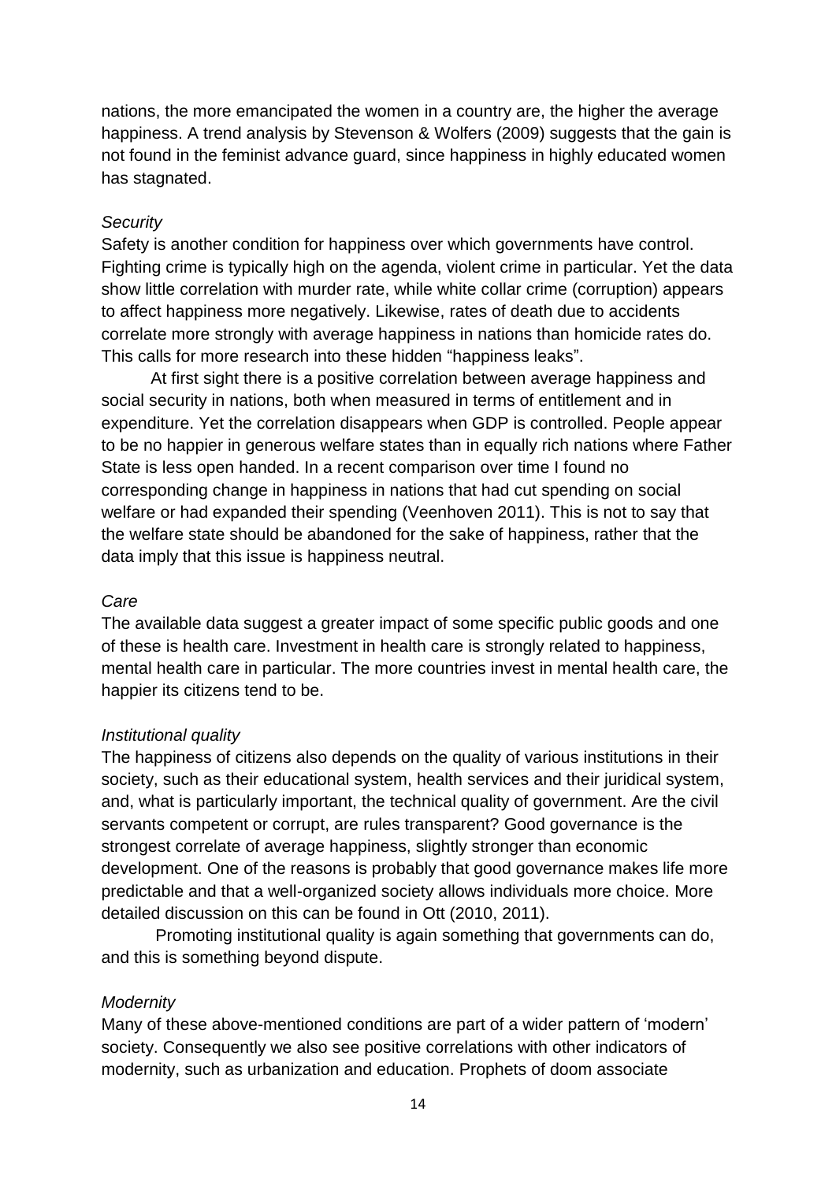nations, the more emancipated the women in a country are, the higher the average happiness. A trend analysis by Stevenson & Wolfers (2009) suggests that the gain is not found in the feminist advance guard, since happiness in highly educated women has stagnated.

*Security*

Safety is another condition for happiness over which governments have control. Fighting crime is typically high on the agenda, violent crime in particular. Yet the data show little correlation with murder rate, while white collar crime (corruption) appears to affect happiness more negatively. Likewise, rates of death due to accidents correlate more strongly with average happiness in nations than homicide rates do. This calls for more research into these hidden "happiness leaks".

At first sight there is a positive correlation between average happiness and social security in nations, both when measured in terms of entitlement and in expenditure. Yet the correlation disappears when GDP is controlled. People appear to be no happier in generous welfare states than in equally rich nations where Father State is less open handed. In a recent comparison over time I found no corresponding change in happiness in nations that had cut spending on social welfare or had expanded their spending (Veenhoven 2011). This is not to say that the welfare state should be abandoned for the sake of happiness, rather that the data imply that this issue is happiness neutral.

*Care*

The available data suggest a greater impact of some specific public goods and one of these is health care. Investment in health care is strongly related to happiness, mental health care in particular. The more countries invest in mental health care, the happier its citizens tend to be.

*Institutional quality*

The happiness of citizens also depends on the quality of various institutions in their society, such as their educational system, health services and their juridical system, and, what is particularly important, the technical quality of government. Are the civil servants competent or corrupt, are rules transparent? Good governance is the strongest correlate of average happiness, slightly stronger than economic development. One of the reasons is probably that good governance makes life more predictable and that a well-organized society allows individuals more choice. More detailed discussion on this can be found in Ott (2010, 2011).

Promoting institutional quality is again something that governments can do, and this is something beyond dispute.

*Modernity*

Many of these above-mentioned conditions are part of a wider pattern of 'modern' society. Consequently we also see positive correlations with other indicators of modernity, such as urbanization and education. Prophets of doom associate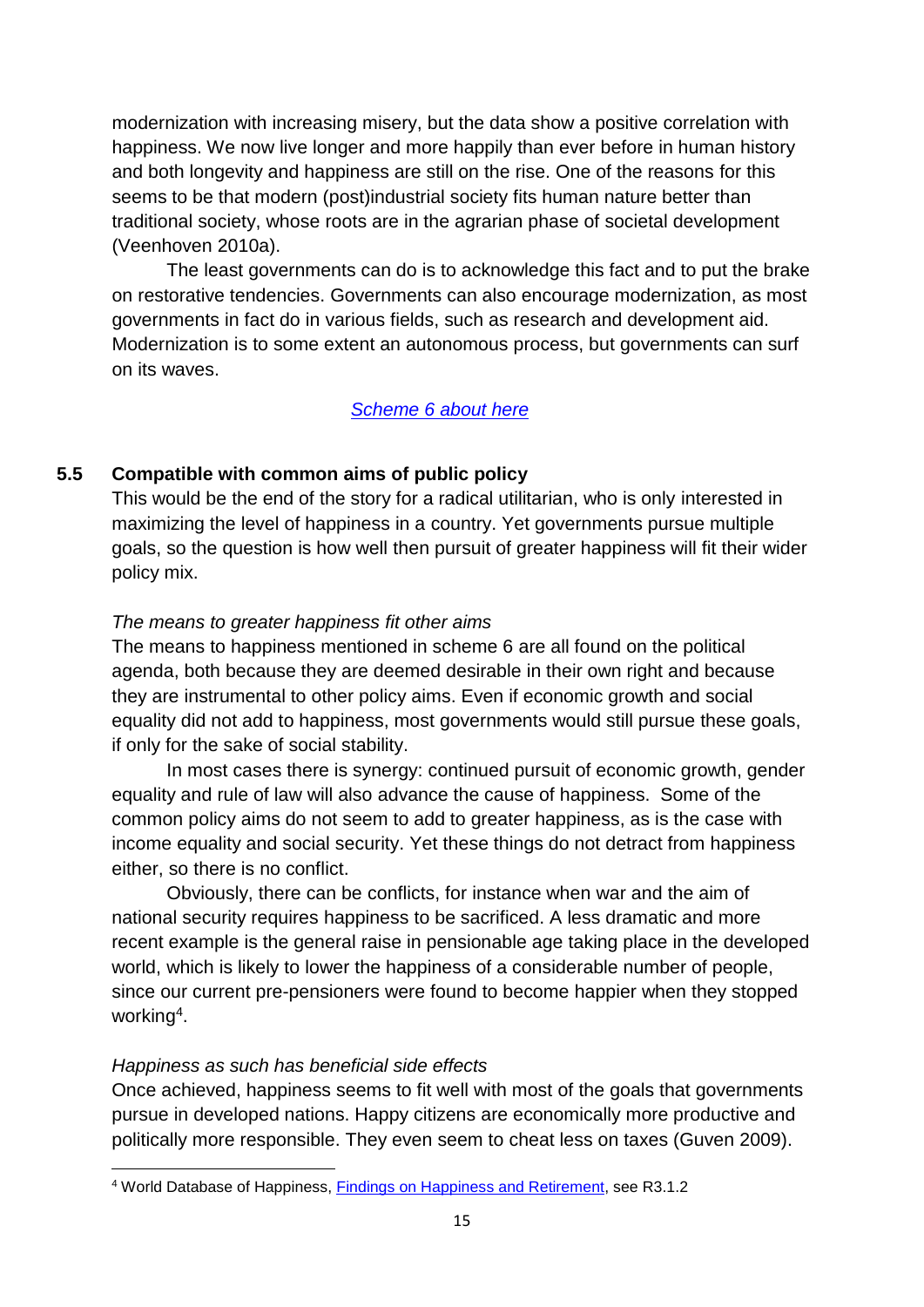modernization with increasing misery, but the data show a positive correlation with happiness. We now live longer and more happily than ever before in human history and both longevity and happiness are still on the rise. One of the reasons for this seems to be that modern (post)industrial society fits human nature better than traditional society, whose roots are in the agrarian phase of societal development (Veenhoven 2010a).

The least governments can do is to acknowledge this fact and to put the brake on restorative tendencies. Governments can also encourage modernization, as most governments in fact do in various fields, such as research and development aid. Modernization is to some extent an autonomous process, but governments can surf on its waves.

*Scheme 6 about here*

## 5.5 Compatible with common aims of public policy

This would be the end of the story for a radical utilitarian, who is only interested in maximizing the level of happiness in a country. Yet governments pursue multiple goals, so the question is how well then pursuit of greater happiness will fit their wider policy mix.

*The means to greater happiness fit other aims*

The means to happiness mentioned in scheme 6 are all found on the political agenda, both because they are deemed desirable in their own right and because they are instrumental to other policy aims. Even if economic growth and social equality did not add to happiness, most governments would still pursue these goals, if only for the sake of social stability.

In most cases there is synergy: continued pursuit of economic growth, gender equality and rule of law will also advance the cause of happiness. Some of the common policy aims do not seem to add to greater happiness, as is the case with income equality and social security. Yet these things do not detract from happiness either, so there is no conflict.

Obviously, there can be conflicts, for instance when war and the aim of national security requires happiness to be sacrificed. A less dramatic and more recent example is the general raise in pensionable age taking place in the developed world, which is likely to lower the happiness of a considerable number of people, since our current pre-pensioners were found to become happier when they stopped working[4].

*Happiness as such has beneficial side effects*

Once achieved, happiness seems to fit well with most of the goals that governments pursue in developed nations. Happy citizens are economically more productive and politically more responsible. They even seem to cheat less on taxes (Guven 2009).

[4] World Database of Happiness, Findings on Happiness and Retirement, see R3.1.2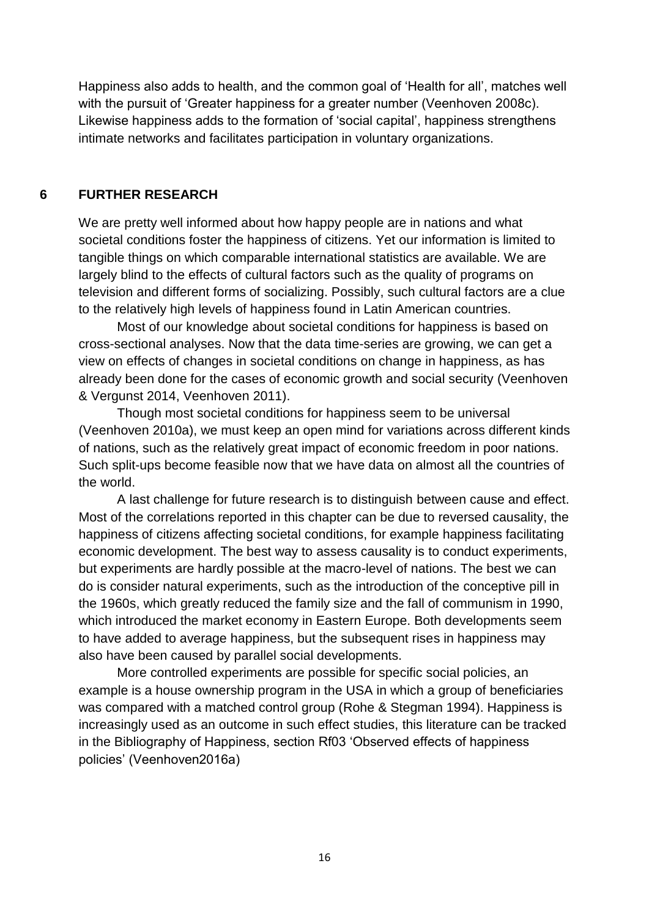Happiness also adds to health, and the common goal of 'Health for all', matches well with the pursuit of 'Greater happiness for a greater number (Veenhoven 2008c). Likewise happiness adds to the formation of 'social capital', happiness strengthens intimate networks and facilitates participation in voluntary organizations.

## 6 FURTHER RESEARCH

We are pretty well informed about how happy people are in nations and what societal conditions foster the happiness of citizens. Yet our information is limited to tangible things on which comparable international statistics are available. We are largely blind to the effects of cultural factors such as the quality of programs on television and different forms of socializing. Possibly, such cultural factors are a clue to the relatively high levels of happiness found in Latin American countries.

Most of our knowledge about societal conditions for happiness is based on cross-sectional analyses. Now that the data time-series are growing, we can get a view on effects of changes in societal conditions on change in happiness, as has already been done for the cases of economic growth and social security (Veenhoven & Vergunst 2014, Veenhoven 2011).

Though most societal conditions for happiness seem to be universal (Veenhoven 2010a), we must keep an open mind for variations across different kinds of nations, such as the relatively great impact of economic freedom in poor nations. Such split-ups become feasible now that we have data on almost all the countries of the world.

A last challenge for future research is to distinguish between cause and effect. Most of the correlations reported in this chapter can be due to reversed causality, the happiness of citizens affecting societal conditions, for example happiness facilitating economic development. The best way to assess causality is to conduct experiments, but experiments are hardly possible at the macro-level of nations. The best we can do is consider natural experiments, such as the introduction of the conceptive pill in the 1960s, which greatly reduced the family size and the fall of communism in 1990, which introduced the market economy in Eastern Europe. Both developments seem to have added to average happiness, but the subsequent rises in happiness may also have been caused by parallel social developments.

More controlled experiments are possible for specific social policies, an example is a house ownership program in the USA in which a group of beneficiaries was compared with a matched control group (Rohe & Stegman 1994). Happiness is increasingly used as an outcome in such effect studies, this literature can be tracked in the Bibliography of Happiness, section Rf03 'Observed effects of happiness policies' (Veenhoven2016a)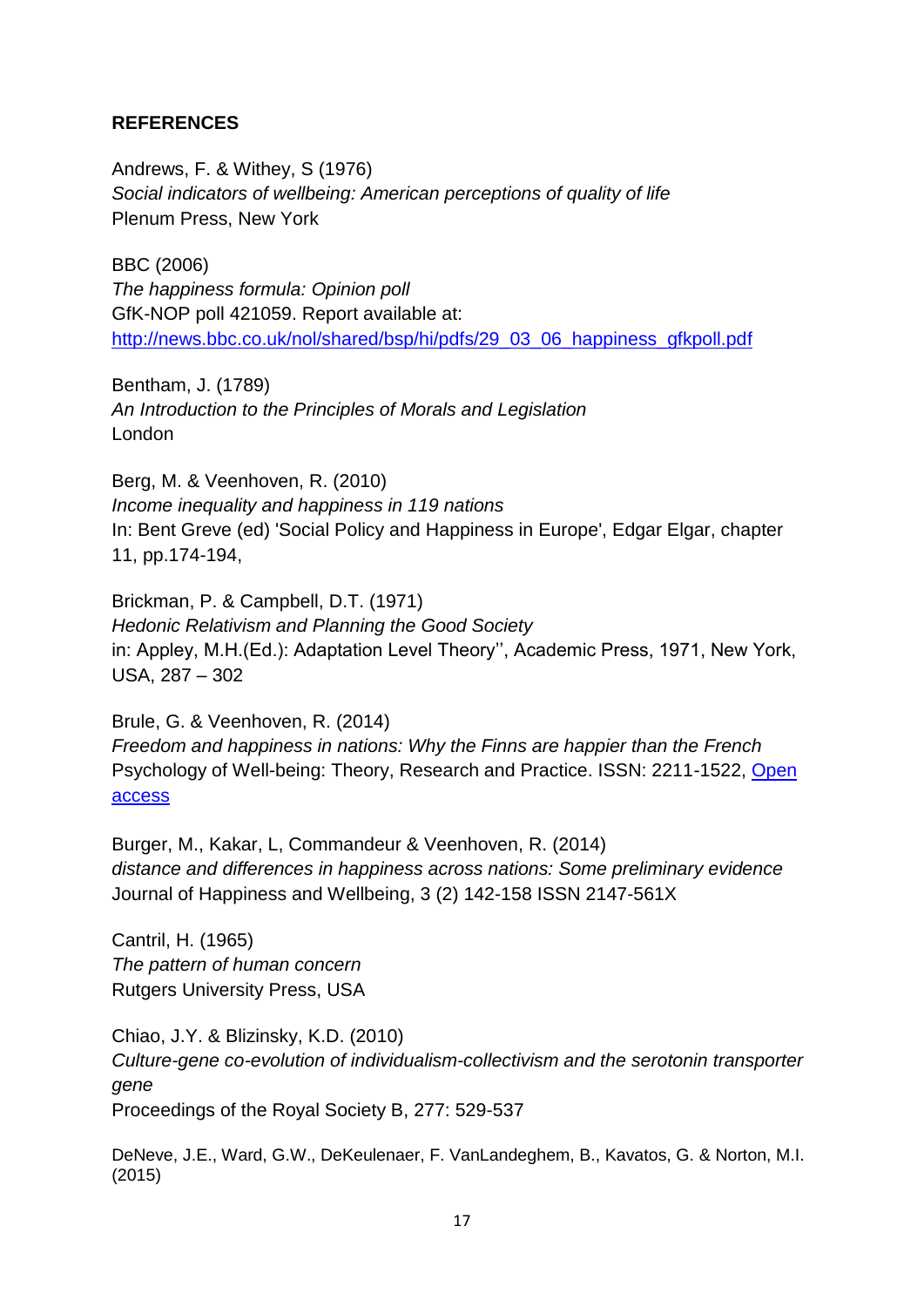**REFERENCES**

Andrews, F. & Withey, S (1976)
*Social indicators of wellbeing: American perceptions of quality of life*
Plenum Press, New York

BBC (2006)
*The happiness formula: Opinion poll*
GfK-NOP poll 421059. Report available at:
[http://news.bbc.co.uk/nol/shared/bsp/hi/pdfs/29_03_06_happiness_gfkpoll.pdf](http://news.bbc.co.uk/nol/shared/bsp/hi/pdfs/29_03_06_happiness_gfkpoll.pdf)

Bentham, J. (1789)
*An Introduction to the Principles of Morals and Legislation*
London

Berg, M. & Veenhoven, R. (2010)
*Income inequality and happiness in 119 nations*
In: Bent Greve (ed) 'Social Policy and Happiness in Europe', Edgar Elgar, chapter 11, pp.174-194,

Brickman, P. & Campbell, D.T. (1971)
*Hedonic Relativism and Planning the Good Society*
in: Appley, M.H.(Ed.): Adaptation Level Theory'', Academic Press, 1971, New York, USA, 287 – 302

Brule, G. & Veenhoven, R. (2014)
*Freedom and happiness in nations: Why the Finns are happier than the French*
Psychology of Well-being: Theory, Research and Practice. ISSN: 2211-1522, Open access

Burger, M., Kakar, L, Commandeur & Veenhoven, R. (2014)
*distance and differences in happiness across nations: Some preliminary evidence*
Journal of Happiness and Wellbeing, 3 (2) 142-158 ISSN 2147-561X

Cantril, H. (1965)
*The pattern of human concern*
Rutgers University Press, USA

Chiao, J.Y. & Blizinsky, K.D. (2010)
*Culture-gene co-evolution of individualism-collectivism and the serotonin transporter gene*
Proceedings of the Royal Society B, 277: 529-537

DeNeve, J.E., Ward, G.W., DeKeulenaer, F. VanLandeghem, B., Kavatos, G. & Norton, M.I. (2015)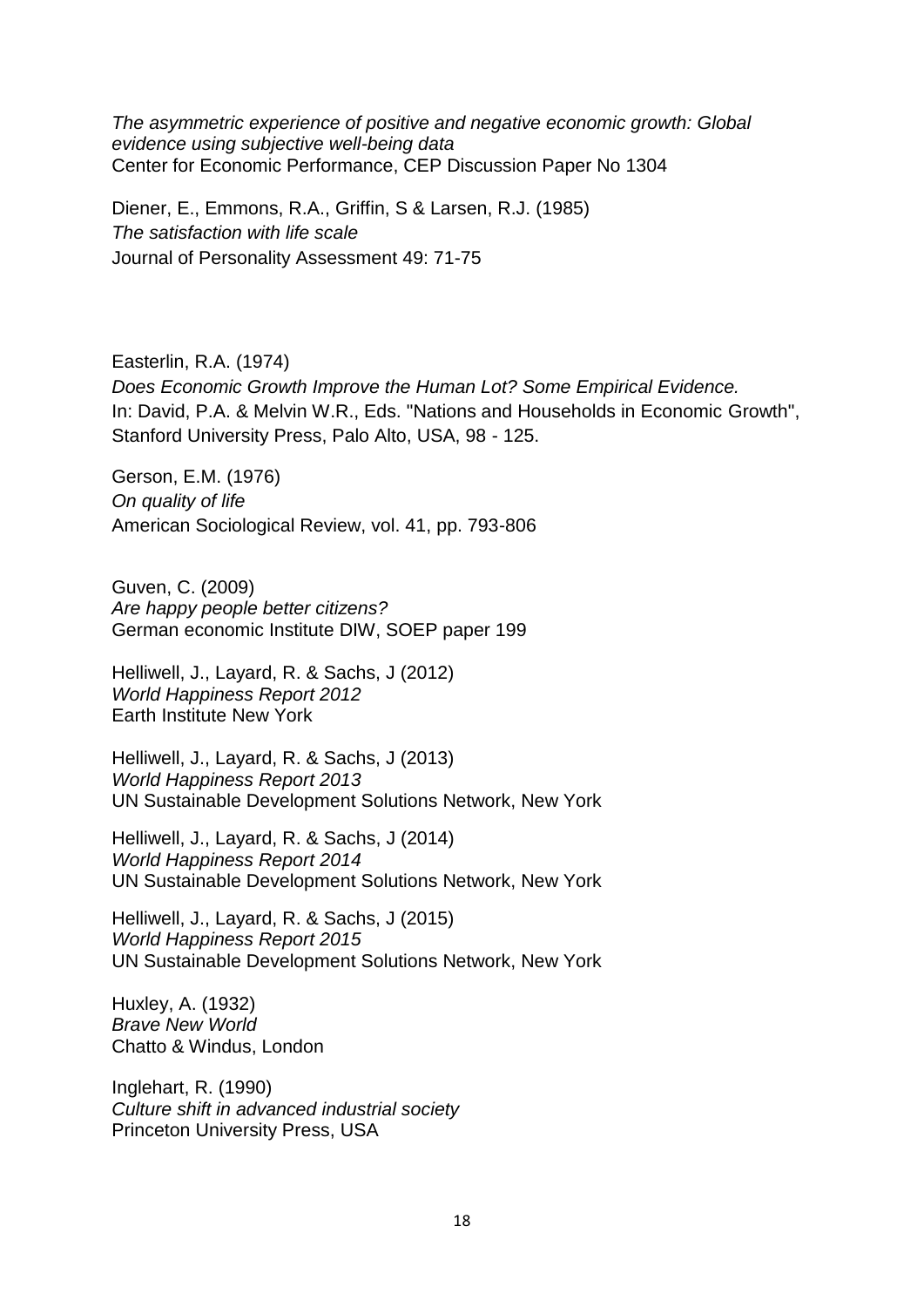*The asymmetric experience of positive and negative economic growth: Global evidence using subjective well-being data*
Center for Economic Performance, CEP Discussion Paper No 1304

Diener, E., Emmons, R.A., Griffin, S & Larsen, R.J. (1985)
*The satisfaction with life scale*
Journal of Personality Assessment 49: 71-75

Easterlin, R.A. (1974)
*Does Economic Growth Improve the Human Lot? Some Empirical Evidence.*
In: David, P.A. & Melvin W.R., Eds. "Nations and Households in Economic Growth", Stanford University Press, Palo Alto, USA, 98 - 125.

Gerson, E.M. (1976)
*On quality of life*
American Sociological Review, vol. 41, pp. 793-806

Guven, C. (2009)
*Are happy people better citizens?*
German economic Institute DIW, SOEP paper 199

Helliwell, J., Layard, R. & Sachs, J (2012)
*World Happiness Report 2012*
Earth Institute New York

Helliwell, J., Layard, R. & Sachs, J (2013)
*World Happiness Report 2013*
UN Sustainable Development Solutions Network, New York

Helliwell, J., Layard, R. & Sachs, J (2014)
*World Happiness Report 2014*
UN Sustainable Development Solutions Network, New York

Helliwell, J., Layard, R. & Sachs, J (2015)
*World Happiness Report 2015*
UN Sustainable Development Solutions Network, New York

Huxley, A. (1932)
*Brave New World*
Chatto & Windus, London

Inglehart, R. (1990)
*Culture shift in advanced industrial society*
Princeton University Press, USA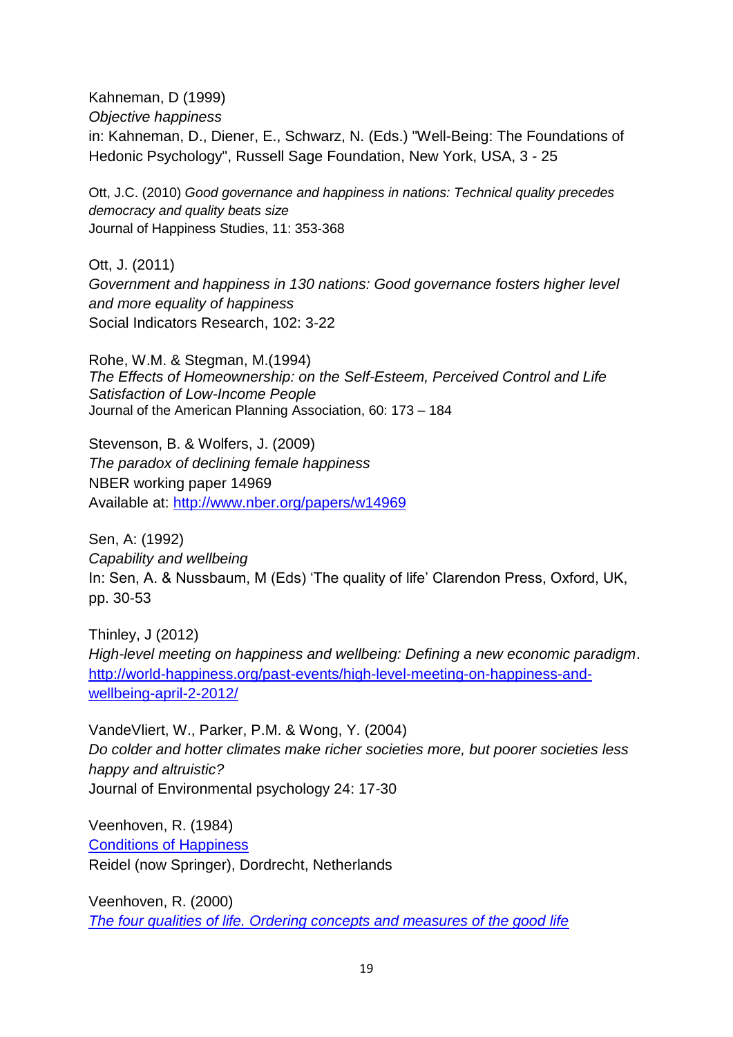Kahneman, D (1999)
*Objective happiness*
in: Kahneman, D., Diener, E., Schwarz, N. (Eds.) "Well-Being: The Foundations of Hedonic Psychology", Russell Sage Foundation, New York, USA, 3 - 25

Ott, J.C. (2010) *Good governance and happiness in nations: Technical quality precedes democracy and quality beats size*
Journal of Happiness Studies, 11: 353-368

Ott, J. (2011)
*Government and happiness in 130 nations: Good governance fosters higher level and more equality of happiness*
Social Indicators Research, 102: 3-22

Rohe, W.M. & Stegman, M.(1994)
*The Effects of Homeownership: on the Self-Esteem, Perceived Control and Life Satisfaction of Low-Income People*
Journal of the American Planning Association, 60: 173 – 184

Stevenson, B. & Wolfers, J. (2009)
*The paradox of declining female happiness*
NBER working paper 14969
Available at: [http://www.nber.org/papers/w14969](http://www.nber.org/papers/w14969)

Sen, A: (1992)
*Capability and wellbeing*
In: Sen, A. & Nussbaum, M (Eds) 'The quality of life' Clarendon Press, Oxford, UK, pp. 30-53

Thinley, J (2012)
*High-level meeting on happiness and wellbeing: Defining a new economic paradigm*.
[http://world-happiness.org/past-events/high-level-meeting-on-happiness-and-wellbeing-april-2-2012/](http://world-happiness.org/past-events/high-level-meeting-on-happiness-and-wellbeing-april-2-2012/)

VandeVliert, W., Parker, P.M. & Wong, Y. (2004)
*Do colder and hotter climates make richer societies more, but poorer societies less happy and altruistic?*
Journal of Environmental psychology 24: 17-30

Veenhoven, R. (1984)
[Conditions of Happiness]()
Reidel (now Springer), Dordrecht, Netherlands

Veenhoven, R. (2000)
[*The four qualities of life. Ordering concepts and measures of the good life*]()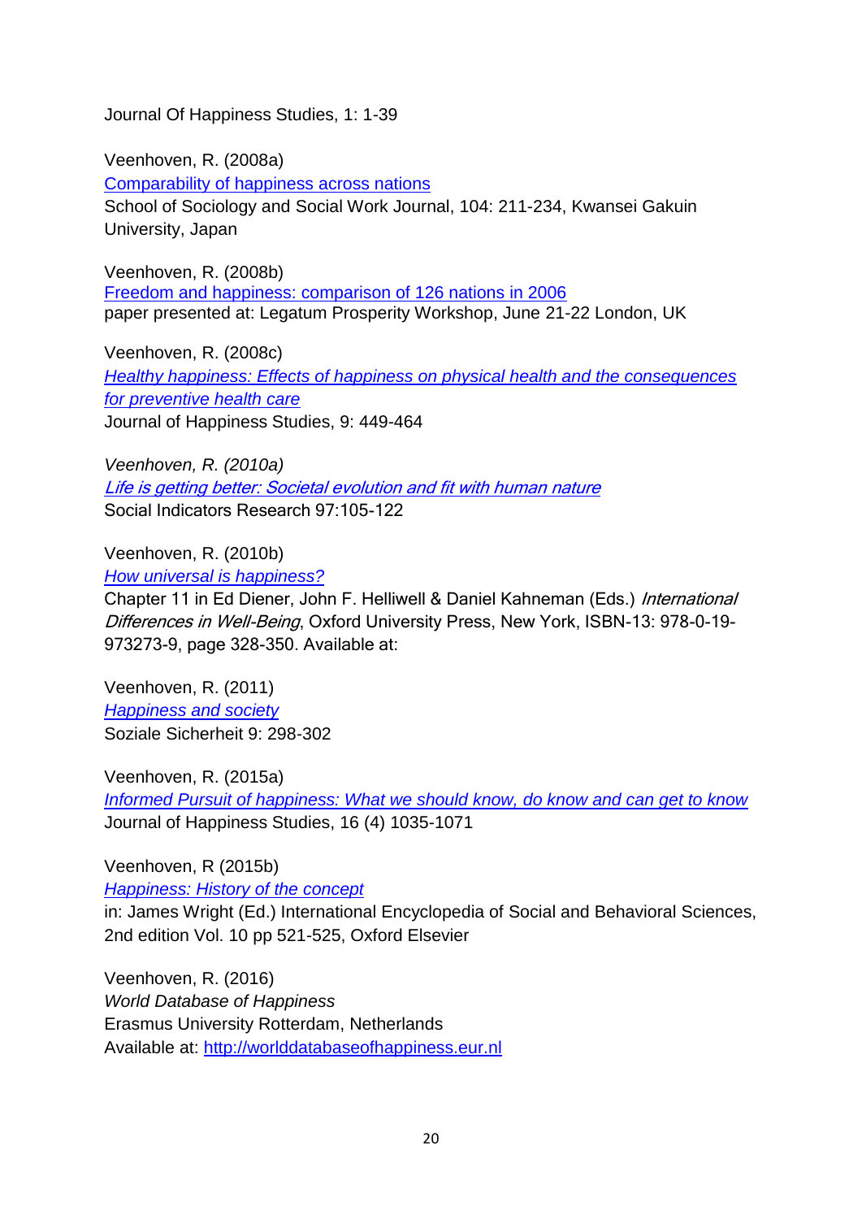Journal Of Happiness Studies, 1: 1-39

Veenhoven, R. (2008a)
Comparability of happiness across nations
School of Sociology and Social Work Journal, 104: 211-234, Kwansei Gakuin University, Japan

Veenhoven, R. (2008b)
Freedom and happiness: comparison of 126 nations in 2006
paper presented at: Legatum Prosperity Workshop, June 21-22 London, UK

Veenhoven, R. (2008c)
*Healthy happiness: Effects of happiness on physical health and the consequences for preventive health care*
Journal of Happiness Studies, 9: 449-464

*Veenhoven, R. (2010a)*
*Life is getting better: Societal evolution and fit with human nature*
Social Indicators Research 97:105-122

Veenhoven, R. (2010b)
*How universal is happiness?*
Chapter 11 in Ed Diener, John F. Helliwell & Daniel Kahneman (Eds.) *International Differences in Well-Being*, Oxford University Press, New York, ISBN-13: 978-0-19-973273-9, page 328-350. Available at:

Veenhoven, R. (2011)
*Happiness and society*
Soziale Sicherheit 9: 298-302

Veenhoven, R. (2015a)
*Informed Pursuit of happiness: What we should know, do know and can get to know*
Journal of Happiness Studies, 16 (4) 1035-1071

Veenhoven, R (2015b)
*Happiness: History of the concept*
in: James Wright (Ed.) International Encyclopedia of Social and Behavioral Sciences, 2nd edition Vol. 10 pp 521-525, Oxford Elsevier

Veenhoven, R. (2016)
*World Database of Happiness*
Erasmus University Rotterdam, Netherlands
Available at: http://worlddatabaseofhappiness.eur.nl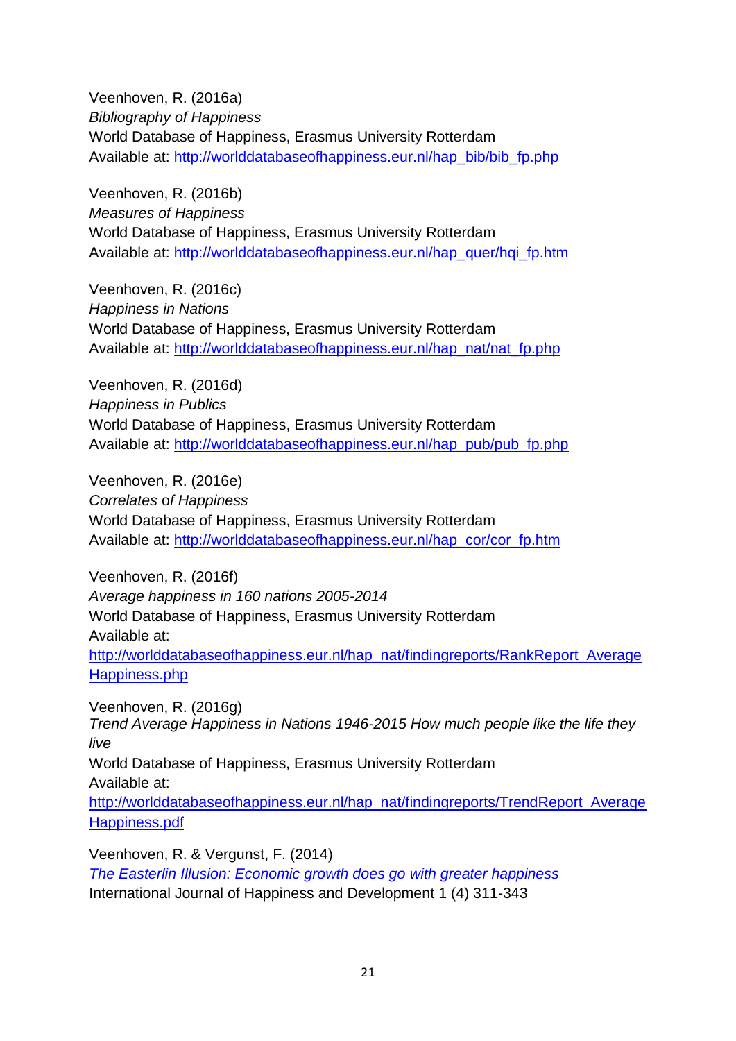Veenhoven, R. (2016a)
*Bibliography of Happiness*
World Database of Happiness, Erasmus University Rotterdam
Available at: http://worlddatabaseofhappiness.eur.nl/hap_bib/bib_fp.php

Veenhoven, R. (2016b)
*Measures of Happiness*
World Database of Happiness, Erasmus University Rotterdam
Available at: http://worlddatabaseofhappiness.eur.nl/hap_quer/hqi_fp.htm

Veenhoven, R. (2016c)
*Happiness in Nations*
World Database of Happiness, Erasmus University Rotterdam
Available at: http://worlddatabaseofhappiness.eur.nl/hap_nat/nat_fp.php

Veenhoven, R. (2016d)
*Happiness in Publics*
World Database of Happiness, Erasmus University Rotterdam
Available at: http://worlddatabaseofhappiness.eur.nl/hap_pub/pub_fp.php

Veenhoven, R. (2016e)
*Correlates of Happiness*
World Database of Happiness, Erasmus University Rotterdam
Available at: http://worlddatabaseofhappiness.eur.nl/hap_cor/cor_fp.htm

Veenhoven, R. (2016f)
*Average happiness in 160 nations 2005-2014*
World Database of Happiness, Erasmus University Rotterdam
Available at:
http://worlddatabaseofhappiness.eur.nl/hap_nat/findingreports/RankReport_AverageHappiness.php

Veenhoven, R. (2016g)
*Trend Average Happiness in Nations 1946-2015 How much people like the life they live*
World Database of Happiness, Erasmus University Rotterdam
Available at:
http://worlddatabaseofhappiness.eur.nl/hap_nat/findingreports/TrendReport_AverageHappiness.pdf

Veenhoven, R. & Vergunst, F. (2014)
*The Easterlin Illusion: Economic growth does go with greater happiness*
International Journal of Happiness and Development 1 (4) 311-343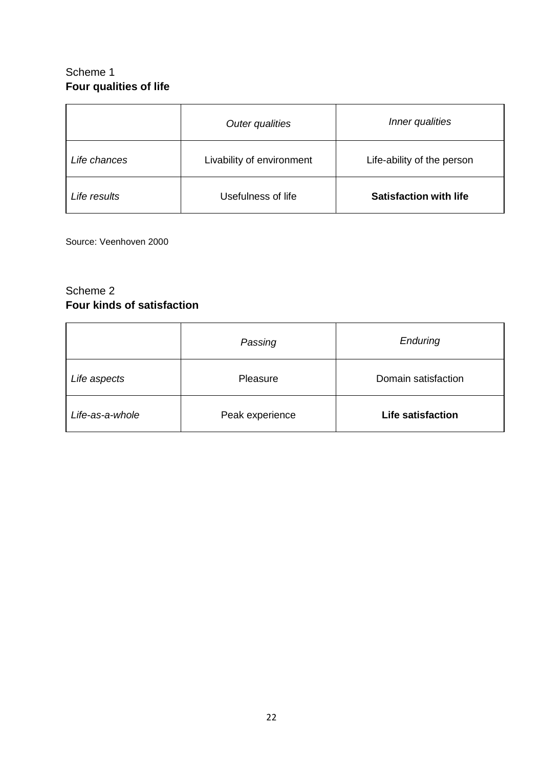Scheme 1
**Four qualities of life**

| | *Outer qualities* | *Inner qualities* |
|---|---|---|
| *Life chances* | Livability of environment | Life-ability of the person |
| *Life results* | Usefulness of life | **Satisfaction with life** |

Source: Veenhoven 2000

Scheme 2
**Four kinds of satisfaction**

| | *Passing* | *Enduring* |
|---|---|---|
| *Life aspects* | Pleasure | Domain satisfaction |
| *Life-as-a-whole* | Peak experience | **Life satisfaction** |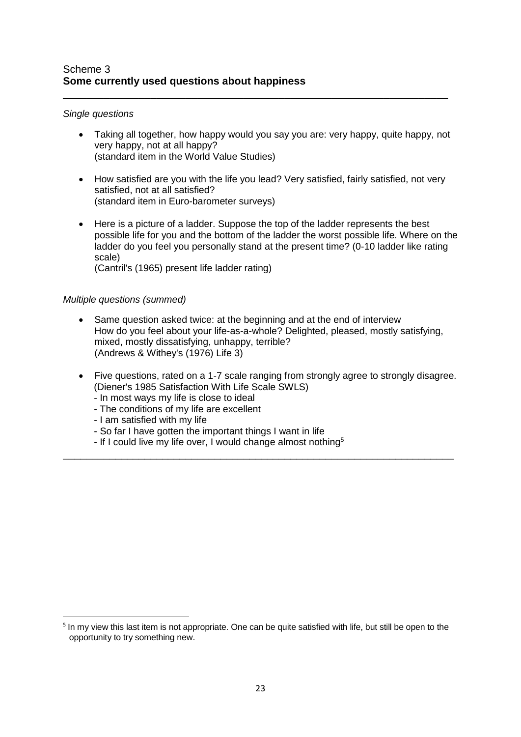Scheme 3
**Some currently used questions about happiness**

---

*Single questions*

- Taking all together, how happy would you say you are: very happy, quite happy, not very happy, not at all happy?
  (standard item in the World Value Studies)

- How satisfied are you with the life you lead? Very satisfied, fairly satisfied, not very satisfied, not at all satisfied?
  (standard item in Euro-barometer surveys)

- Here is a picture of a ladder. Suppose the top of the ladder represents the best possible life for you and the bottom of the ladder the worst possible life. Where on the ladder do you feel you personally stand at the present time? (0-10 ladder like rating scale)
  (Cantril's (1965) present life ladder rating)

*Multiple questions (summed)*

- Same question asked twice: at the beginning and at the end of interview
  How do you feel about your life-as-a-whole? Delighted, pleased, mostly satisfying, mixed, mostly dissatisfying, unhappy, terrible?
  (Andrews & Withey's (1976) Life 3)

- Five questions, rated on a 1-7 scale ranging from strongly agree to strongly disagree. (Diener's 1985 Satisfaction With Life Scale SWLS)
  - In most ways my life is close to ideal
  - The conditions of my life are excellent
  - I am satisfied with my life
  - So far I have gotten the important things I want in life
  - If I could live my life over, I would change almost nothing[5]

---

[5] In my view this last item is not appropriate. One can be quite satisfied with life, but still be open to the opportunity to try something new.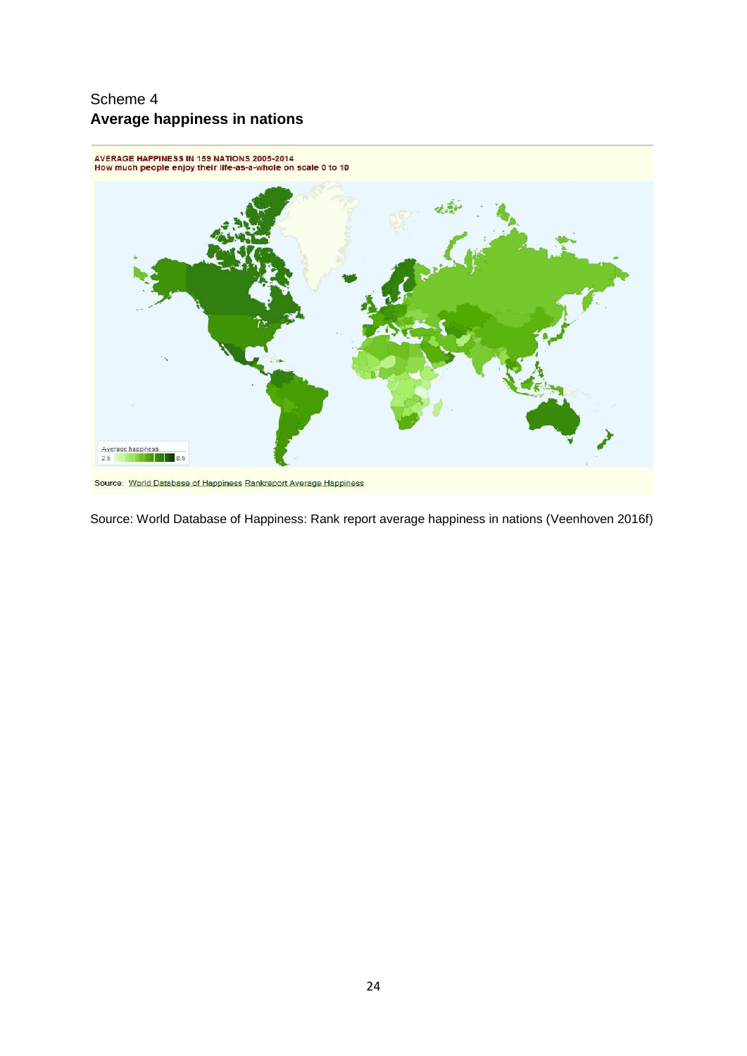Scheme 4

**Average happiness in nations**

AVERAGE HAPPINESS IN 159 NATIONS 2005-2014
How much people enjoy their life-as-a-whole on scale 0 to 10

Average happiness
2.5 8.5

Source: World Database of Happiness Rankreport Average Happiness

Source: World Database of Happiness: Rank report average happiness in nations (Veenhoven 2016f)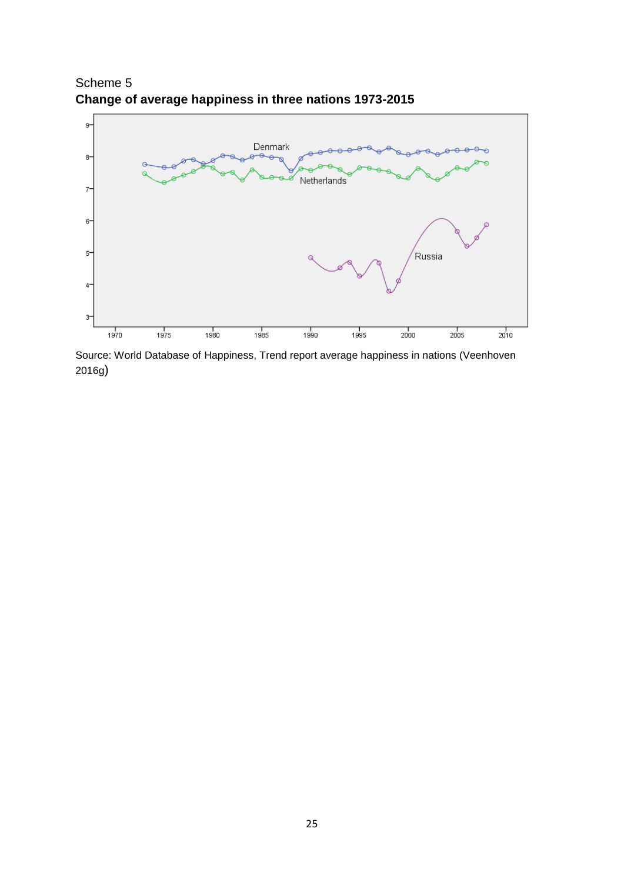Scheme 5

**Change of average happiness in three nations 1973-2015**

Source: World Database of Happiness, Trend report average happiness in nations (Veenhoven 2016g)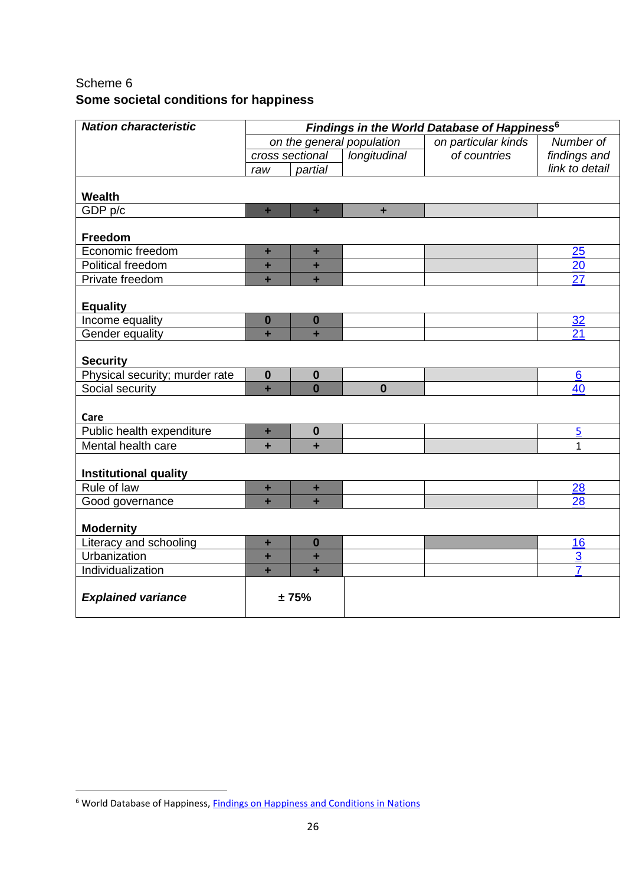Scheme 6

**Some societal conditions for happiness**

| ***Nation characteristic*** | ***Findings in the World Database of Happiness*** [6] | | | | |
|---|---|---|---|---|---|
| | *on the general population* | | | *on particular kinds of countries* | *Number of findings and link to detail* |
| | *cross sectional* | | *longitudinal* | | |
| | *raw* | *partial* | | | |
| **Wealth** | | | | | |
| GDP p/c | + | + | + | | |
| **Freedom** | | | | | |
| Economic freedom | + | + | | | 25 |
| Political freedom | + | + | | | 20 |
| Private freedom | + | + | | | 27 |
| **Equality** | | | | | |
| Income equality | 0 | 0 | | | 32 |
| Gender equality | + | + | | | 21 |
| **Security** | | | | | |
| Physical security; murder rate | 0 | 0 | | | 6 |
| Social security | + | 0 | 0 | | 40 |
| **Care** | | | | | |
| Public health expenditure | + | 0 | | | 5 |
| Mental health care | + | + | | | 1 |
| **Institutional quality** | | | | | |
| Rule of law | + | + | | | 28 |
| Good governance | + | + | | | 28 |
| **Modernity** | | | | | |
| Literacy and schooling | + | 0 | | | 16 |
| Urbanization | + | + | | | 3 |
| Individualization | + | + | | | 7 |
| ***Explained variance*** | ± 75% | | | | |

[6] World Database of Happiness, Findings on Happiness and Conditions in Nations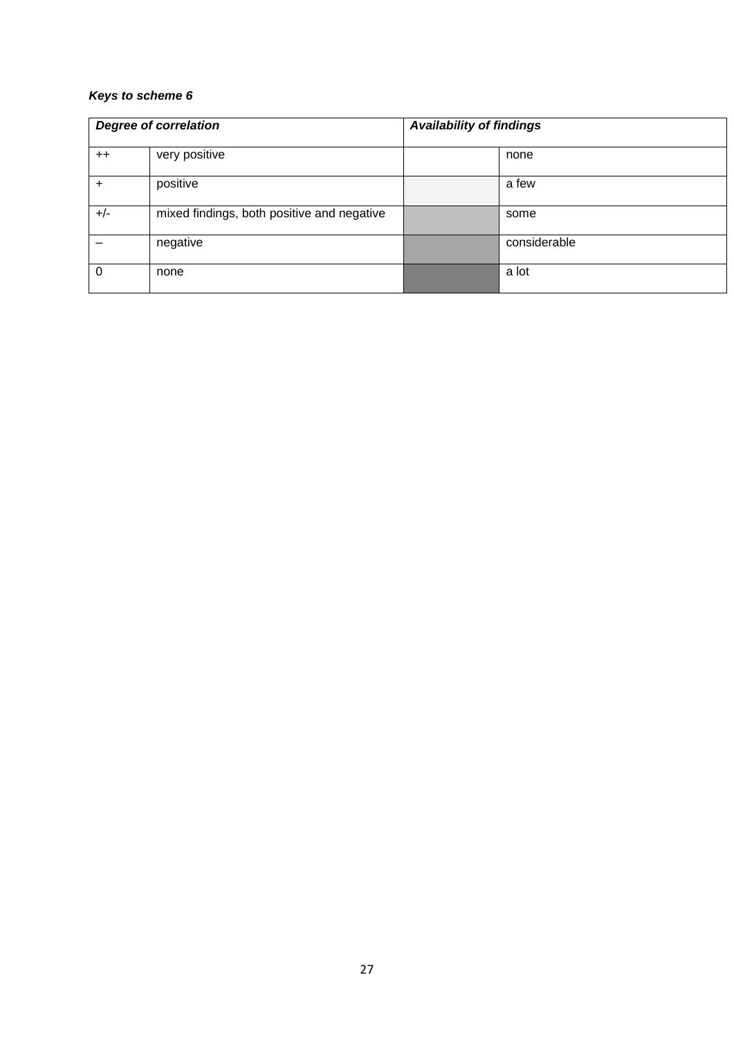***Keys to scheme 6***

| *Degree of correlation* | | *Availability of findings* | |
|---|---|---|---|
| ++ | very positive | | none |
| + | positive | | a few |
| +/- | mixed findings, both positive and negative | | some |
| – | negative | | considerable |
| 0 | none | | a lot |